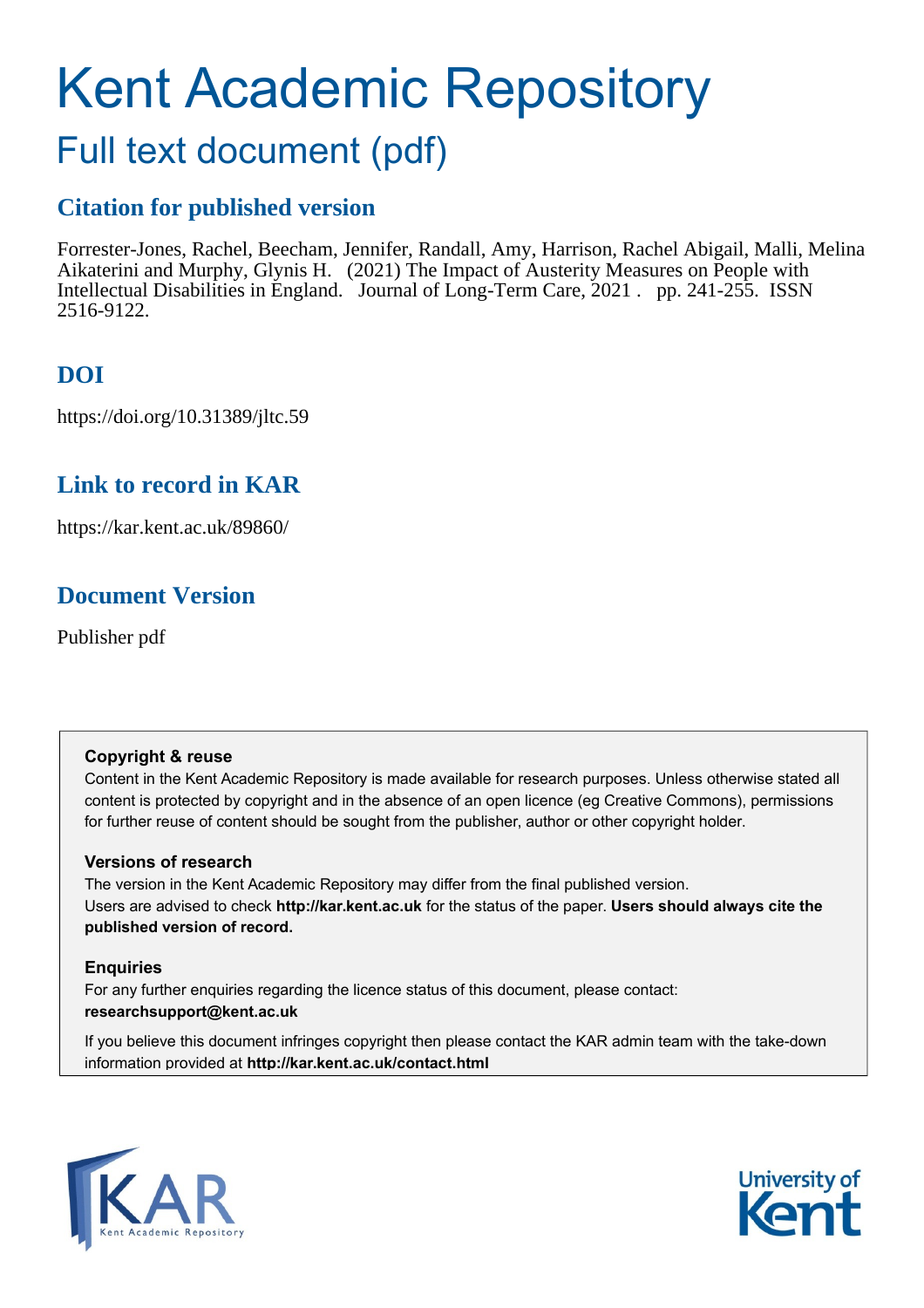# Kent Academic Repository

## Full text document (pdf)

### Citation for published version

Forrester-Jones, Rachel, Beecham, Jennifer, Randall, Amy, Harrison, Rachel Abigail, Malli, Melina Aikaterini and Murphy, Glynis H. (2021) The Impact of Austerity Measures on People with Intellectual Disabilities in England. Journal of Long-Term Care, 2021 . pp. 241-255. ISSN 2516-9122.

### DOI

https://doi.org/10.31389/jltc.59

### Link to record in KAR

https://kar.kent.ac.uk/89860/

### Document Version

Publisher pdf

**Copyright & reuse**

Content in the Kent Academic Repository is made available for research purposes. Unless otherwise stated all content is protected by copyright and in the absence of an open licence (eg Creative Commons), permissions for further reuse of content should be sought from the publisher, author or other copyright holder.

**Versions of research**

The version in the Kent Academic Repository may differ from the final published version. Users are advised to check **http://kar.kent.ac.uk** for the status of the paper. **Users should always cite the published version of record.**

**Enquiries**

For any further enquiries regarding the licence status of this document, please contact: **researchsupport@kent.ac.uk**

If you believe this document infringes copyright then please contact the KAR admin team with the take-down information provided at **http://kar.kent.ac.uk/contact.html**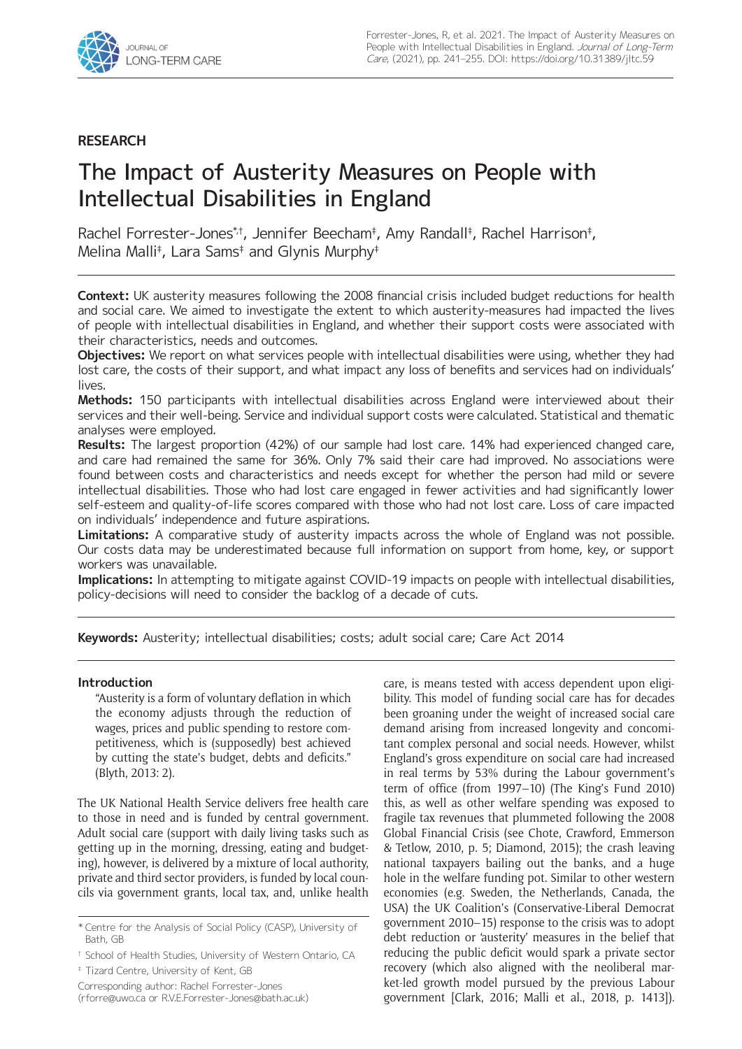## RESEARCH

# The Impact of Austerity Measures on People with Intellectual Disabilities in England

Rachel Forrester-Jones[*,†], Jennifer Beecham[‡], Amy Randall[‡], Rachel Harrison[‡], Melina Malli[‡], Lara Sams[‡] and Glynis Murphy[‡]

**Context:** UK austerity measures following the 2008 financial crisis included budget reductions for health and social care. We aimed to investigate the extent to which austerity-measures had impacted the lives of people with intellectual disabilities in England, and whether their support costs were associated with their characteristics, needs and outcomes.

**Objectives:** We report on what services people with intellectual disabilities were using, whether they had lost care, the costs of their support, and what impact any loss of benefits and services had on individuals' lives.

**Methods:** 150 participants with intellectual disabilities across England were interviewed about their services and their well-being. Service and individual support costs were calculated. Statistical and thematic analyses were employed.

**Results:** The largest proportion (42%) of our sample had lost care. 14% had experienced changed care, and care had remained the same for 36%. Only 7% said their care had improved. No associations were found between costs and characteristics and needs except for whether the person had mild or severe intellectual disabilities. Those who had lost care engaged in fewer activities and had significantly lower self-esteem and quality-of-life scores compared with those who had not lost care. Loss of care impacted on individuals' independence and future aspirations.

**Limitations:** A comparative study of austerity impacts across the whole of England was not possible. Our costs data may be underestimated because full information on support from home, key, or support workers was unavailable.

**Implications:** In attempting to mitigate against COVID-19 impacts on people with intellectual disabilities, policy-decisions will need to consider the backlog of a decade of cuts.

**Keywords:** Austerity; intellectual disabilities; costs; adult social care; Care Act 2014

### Introduction

> "Austerity is a form of voluntary deflation in which the economy adjusts through the reduction of wages, prices and public spending to restore competitiveness, which is (supposedly) best achieved by cutting the state's budget, debts and deficits." (Blyth, 2013: 2).

The UK National Health Service delivers free health care to those in need and is funded by central government. Adult social care (support with daily living tasks such as getting up in the morning, dressing, eating and budgeting), however, is delivered by a mixture of local authority, private and third sector providers, is funded by local councils via government grants, local tax, and, unlike health care, is means tested with access dependent upon eligibility. This model of funding social care has for decades been groaning under the weight of increased social care demand arising from increased longevity and concomitant complex personal and social needs. However, whilst England's gross expenditure on social care had increased in real terms by 53% during the Labour government's term of office (from 1997–10) (The King's Fund 2010) this, as well as other welfare spending was exposed to fragile tax revenues that plummeted following the 2008 Global Financial Crisis (see Chote, Crawford, Emmerson & Tetlow, 2010, p. 5; Diamond, 2015); the crash leaving national taxpayers bailing out the banks, and a huge hole in the welfare funding pot. Similar to other western economies (e.g. Sweden, the Netherlands, Canada, the USA) the UK Coalition's (Conservative-Liberal Democrat government 2010–15) response to the crisis was to adopt debt reduction or 'austerity' measures in the belief that reducing the public deficit would spark a private sector recovery (which also aligned with the neoliberal market-led growth model pursued by the previous Labour government [Clark, 2016; Malli et al., 2018, p. 1413]).

[*] Centre for the Analysis of Social Policy (CASP), University of Bath, GB

[†] School of Health Studies, University of Western Ontario, CA

[‡] Tizard Centre, University of Kent, GB

Corresponding author: Rachel Forrester-Jones (rforre@uwo.ca or R.V.E.Forrester-Jones@bath.ac.uk)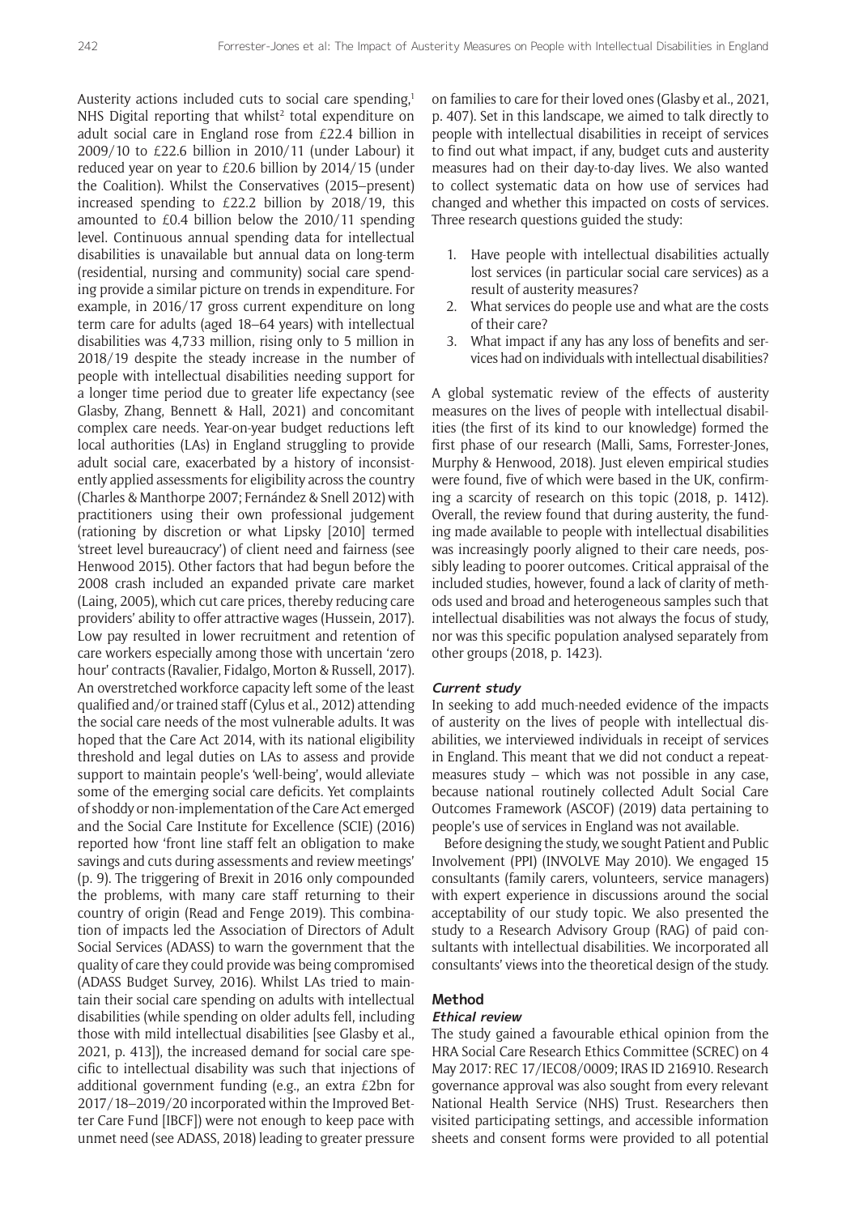Austerity actions included cuts to social care spending,[1] NHS Digital reporting that whilst[2] total expenditure on adult social care in England rose from £22.4 billion in 2009/10 to £22.6 billion in 2010/11 (under Labour) it reduced year on year to £20.6 billion by 2014/15 (under the Coalition). Whilst the Conservatives (2015–present) increased spending to £22.2 billion by 2018/19, this amounted to £0.4 billion below the 2010/11 spending level. Continuous annual spending data for intellectual disabilities is unavailable but annual data on long-term (residential, nursing and community) social care spending provide a similar picture on trends in expenditure. For example, in 2016/17 gross current expenditure on long term care for adults (aged 18–64 years) with intellectual disabilities was 4,733 million, rising only to 5 million in 2018/19 despite the steady increase in the number of people with intellectual disabilities needing support for a longer time period due to greater life expectancy (see Glasby, Zhang, Bennett & Hall, 2021) and concomitant complex care needs. Year-on-year budget reductions left local authorities (LAs) in England struggling to provide adult social care, exacerbated by a history of inconsistently applied assessments for eligibility across the country (Charles & Manthorpe 2007; Fernández & Snell 2012) with practitioners using their own professional judgement (rationing by discretion or what Lipsky [2010] termed 'street level bureaucracy') of client need and fairness (see Henwood 2015). Other factors that had begun before the 2008 crash included an expanded private care market (Laing, 2005), which cut care prices, thereby reducing care providers' ability to offer attractive wages (Hussein, 2017). Low pay resulted in lower recruitment and retention of care workers especially among those with uncertain 'zero hour' contracts (Ravalier, Fidalgo, Morton & Russell, 2017). An overstretched workforce capacity left some of the least qualified and/or trained staff (Cylus et al., 2012) attending the social care needs of the most vulnerable adults. It was hoped that the Care Act 2014, with its national eligibility threshold and legal duties on LAs to assess and provide support to maintain people's 'well-being', would alleviate some of the emerging social care deficits. Yet complaints of shoddy or non-implementation of the Care Act emerged and the Social Care Institute for Excellence (SCIE) (2016) reported how 'front line staff felt an obligation to make savings and cuts during assessments and review meetings' (p. 9). The triggering of Brexit in 2016 only compounded the problems, with many care staff returning to their country of origin (Read and Fenge 2019). This combination of impacts led the Association of Directors of Adult Social Services (ADASS) to warn the government that the quality of care they could provide was being compromised (ADASS Budget Survey, 2016). Whilst LAs tried to maintain their social care spending on adults with intellectual disabilities (while spending on older adults fell, including those with mild intellectual disabilities [see Glasby et al., 2021, p. 413]), the increased demand for social care specific to intellectual disability was such that injections of additional government funding (e.g., an extra £2bn for 2017/18–2019/20 incorporated within the Improved Better Care Fund [IBCF]) were not enough to keep pace with unmet need (see ADASS, 2018) leading to greater pressure on families to care for their loved ones (Glasby et al., 2021, p. 407). Set in this landscape, we aimed to talk directly to people with intellectual disabilities in receipt of services to find out what impact, if any, budget cuts and austerity measures had on their day-to-day lives. We also wanted to collect systematic data on how use of services had changed and whether this impacted on costs of services. Three research questions guided the study:

1. Have people with intellectual disabilities actually lost services (in particular social care services) as a result of austerity measures?
2. What services do people use and what are the costs of their care?
3. What impact if any has any loss of benefits and services had on individuals with intellectual disabilities?

A global systematic review of the effects of austerity measures on the lives of people with intellectual disabilities (the first of its kind to our knowledge) formed the first phase of our research (Malli, Sams, Forrester-Jones, Murphy & Henwood, 2018). Just eleven empirical studies were found, five of which were based in the UK, confirming a scarcity of research on this topic (2018, p. 1412). Overall, the review found that during austerity, the funding made available to people with intellectual disabilities was increasingly poorly aligned to their care needs, possibly leading to poorer outcomes. Critical appraisal of the included studies, however, found a lack of clarity of methods used and broad and heterogeneous samples such that intellectual disabilities was not always the focus of study, nor was this specific population analysed separately from other groups (2018, p. 1423).

### *Current study*

In seeking to add much-needed evidence of the impacts of austerity on the lives of people with intellectual disabilities, we interviewed individuals in receipt of services in England. This meant that we did not conduct a repeat-measures study – which was not possible in any case, because national routinely collected Adult Social Care Outcomes Framework (ASCOF) (2019) data pertaining to people's use of services in England was not available.

Before designing the study, we sought Patient and Public Involvement (PPI) (INVOLVE May 2010). We engaged 15 consultants (family carers, volunteers, service managers) with expert experience in discussions around the social acceptability of our study topic. We also presented the study to a Research Advisory Group (RAG) of paid consultants with intellectual disabilities. We incorporated all consultants' views into the theoretical design of the study.

## Method

### *Ethical review*

The study gained a favourable ethical opinion from the HRA Social Care Research Ethics Committee (SCREC) on 4 May 2017: REC 17/IEC08/0009; IRAS ID 216910. Research governance approval was also sought from every relevant National Health Service (NHS) Trust. Researchers then visited participating settings, and accessible information sheets and consent forms were provided to all potential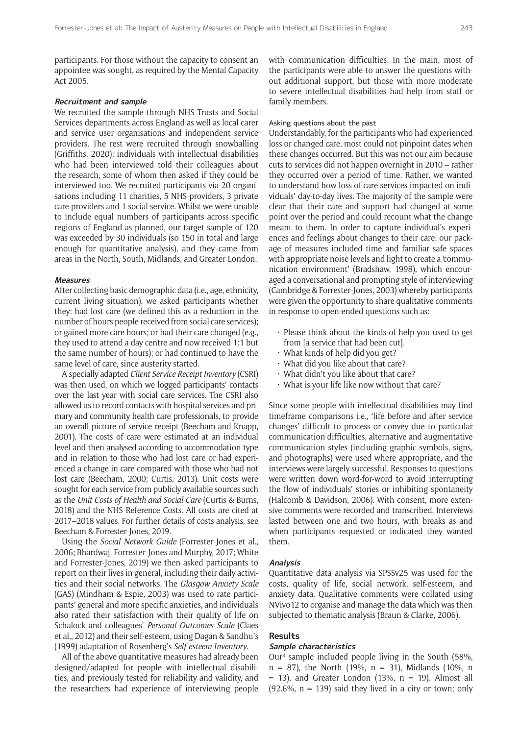participants. For those without the capacity to consent an appointee was sought, as required by the Mental Capacity Act 2005.

#### *Recruitment and sample*

We recruited the sample through NHS Trusts and Social Services departments across England as well as local carer and service user organisations and independent service providers. The rest were recruited through snowballing (Griffiths, 2020); individuals with intellectual disabilities who had been interviewed told their colleagues about the research, some of whom then asked if they could be interviewed too. We recruited participants via 20 organisations including 11 charities, 5 NHS providers, 3 private care providers and 1 social service. Whilst we were unable to include equal numbers of participants across specific regions of England as planned, our target sample of 120 was exceeded by 30 individuals (so 150 in total and large enough for quantitative analysis), and they came from areas in the North, South, Midlands, and Greater London.

#### *Measures*

After collecting basic demographic data (i.e., age, ethnicity, current living situation), we asked participants whether they: had lost care (we defined this as a reduction in the number of hours people received from social care services); or gained more care hours; or had their care changed (e.g., they used to attend a day centre and now received 1:1 but the same number of hours); or had continued to have the same level of care, since austerity started.

A specially adapted *Client Service Receipt Inventory* (CSRI) was then used, on which we logged participants' contacts over the last year with social care services. The CSRI also allowed us to record contacts with hospital services and primary and community health care professionals, to provide an overall picture of service receipt (Beecham and Knapp, 2001). The costs of care were estimated at an individual level and then analysed according to accommodation type and in relation to those who had lost care or had experienced a change in care compared with those who had not lost care (Beecham, 2000; Curtis, 2013). Unit costs were sought for each service from publicly available sources such as the *Unit Costs of Health and Social Care* (Curtis & Burns, 2018) and the NHS Reference Costs. All costs are cited at 2017–2018 values. For further details of costs analysis, see Beecham & Forrester-Jones, 2019.

Using the *Social Network Guide* (Forrester-Jones et al., 2006; Bhardwaj, Forrester-Jones and Murphy, 2017; White and Forrester-Jones, 2019) we then asked participants to report on their lives in general, including their daily activities and their social networks. The *Glasgow Anxiety Scale* (GAS) (Mindham & Espie, 2003) was used to rate participants' general and more specific anxieties, and individuals also rated their satisfaction with their quality of life on Schalock and colleagues' *Personal Outcomes Scale* (Claes et al., 2012) and their self-esteem, using Dagan & Sandhu's (1999) adaptation of Rosenberg's *Self-esteem Inventory*.

All of the above quantitative measures had already been designed/adapted for people with intellectual disabilities, and previously tested for reliability and validity, and the researchers had experience of interviewing people with communication difficulties. In the main, most of the participants were able to answer the questions without additional support, but those with more moderate to severe intellectual disabilities had help from staff or family members.

##### Asking questions about the past

Understandably, for the participants who had experienced loss or changed care, most could not pinpoint dates when these changes occurred. But this was not our aim because cuts to services did not happen overnight in 2010 – rather they occurred over a period of time. Rather, we wanted to understand how loss of care services impacted on individuals' day-to-day lives. The majority of the sample were clear that their care and support had changed at some point over the period and could recount what the change meant to them. In order to capture individual's experiences and feelings about changes to their care, our package of measures included time and familiar safe spaces with appropriate noise levels and light to create a 'communication environment' (Bradshaw, 1998), which encouraged a conversational and prompting style of interviewing (Cambridge & Forrester-Jones, 2003) whereby participants were given the opportunity to share qualitative comments in response to open-ended questions such as:

- Please think about the kinds of help you used to get from [a service that had been cut].
- What kinds of help did you get?
- What did you like about that care?
- What didn't you like about that care?
- What is your life like now without that care?

Since some people with intellectual disabilities may find timeframe comparisons i.e., 'life before and after service changes' difficult to process or convey due to particular communication difficulties, alternative and augmentative communication styles (including graphic symbols, signs, and photographs) were used where appropriate, and the interviews were largely successful. Responses to questions were written down word-for-word to avoid interrupting the flow of individuals' stories or inhibiting spontaneity (Halcomb & Davidson, 2006). With consent, more extensive comments were recorded and transcribed. Interviews lasted between one and two hours, with breaks as and when participants requested or indicated they wanted them.

#### *Analysis*

Quantitative data analysis via SPSSv25 was used for the costs, quality of life, social network, self-esteem, and anxiety data. Qualitative comments were collated using NVivo12 to organise and manage the data which was then subjected to thematic analysis (Braun & Clarke, 2006).

### Results

#### *Sample characteristics*

Our[3] sample included people living in the South (58%, n = 87), the North (19%, n = 31), Midlands (10%, n = 13), and Greater London (13%, n = 19). Almost all (92.6%, n = 139) said they lived in a city or town; only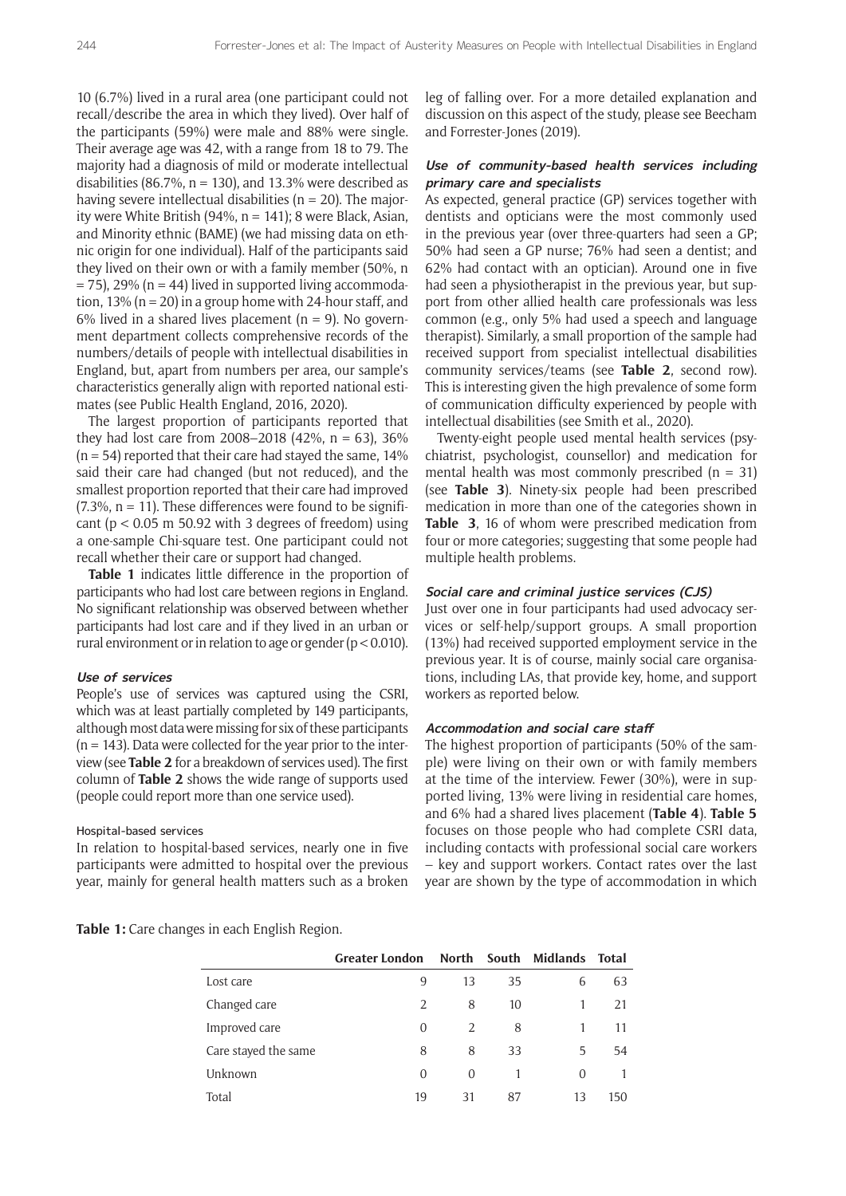10 (6.7%) lived in a rural area (one participant could not recall/describe the area in which they lived). Over half of the participants (59%) were male and 88% were single. Their average age was 42, with a range from 18 to 79. The majority had a diagnosis of mild or moderate intellectual disabilities (86.7%, n = 130), and 13.3% were described as having severe intellectual disabilities (n = 20). The majority were White British (94%, n = 141); 8 were Black, Asian, and Minority ethnic (BAME) (we had missing data on ethnic origin for one individual). Half of the participants said they lived on their own or with a family member (50%, n = 75), 29% (n = 44) lived in supported living accommodation, 13% (n = 20) in a group home with 24-hour staff, and 6% lived in a shared lives placement (n = 9). No government department collects comprehensive records of the numbers/details of people with intellectual disabilities in England, but, apart from numbers per area, our sample's characteristics generally align with reported national estimates (see Public Health England, 2016, 2020).

The largest proportion of participants reported that they had lost care from 2008–2018 (42%, n = 63), 36% (n = 54) reported that their care had stayed the same, 14% said their care had changed (but not reduced), and the smallest proportion reported that their care had improved (7.3%, n = 11). These differences were found to be significant ($p < 0.05$ m 50.92 with 3 degrees of freedom) using a one-sample Chi-square test. One participant could not recall whether their care or support had changed.

**Table 1** indicates little difference in the proportion of participants who had lost care between regions in England. No significant relationship was observed between whether participants had lost care and if they lived in an urban or rural environment or in relation to age or gender ($p < 0.010$).

### *Use of services*

People's use of services was captured using the CSRI, which was at least partially completed by 149 participants, although most data were missing for six of these participants (n = 143). Data were collected for the year prior to the interview (see **Table 2** for a breakdown of services used). The first column of **Table 2** shows the wide range of supports used (people could report more than one service used).

#### Hospital-based services

In relation to hospital-based services, nearly one in five participants were admitted to hospital over the previous year, mainly for general health matters such as a broken leg of falling over. For a more detailed explanation and discussion on this aspect of the study, please see Beecham and Forrester-Jones (2019).

### *Use of community-based health services including primary care and specialists*

As expected, general practice (GP) services together with dentists and opticians were the most commonly used in the previous year (over three-quarters had seen a GP; 50% had seen a GP nurse; 76% had seen a dentist; and 62% had contact with an optician). Around one in five had seen a physiotherapist in the previous year, but support from other allied health care professionals was less common (e.g., only 5% had used a speech and language therapist). Similarly, a small proportion of the sample had received support from specialist intellectual disabilities community services/teams (see **Table 2**, second row). This is interesting given the high prevalence of some form of communication difficulty experienced by people with intellectual disabilities (see Smith et al., 2020).

Twenty-eight people used mental health services (psychiatrist, psychologist, counsellor) and medication for mental health was most commonly prescribed (n = 31) (see **Table 3**). Ninety-six people had been prescribed medication in more than one of the categories shown in **Table 3**, 16 of whom were prescribed medication from four or more categories; suggesting that some people had multiple health problems.

### *Social care and criminal justice services (CJS)*

Just over one in four participants had used advocacy services or self-help/support groups. A small proportion (13%) had received supported employment service in the previous year. It is of course, mainly social care organisations, including LAs, that provide key, home, and support workers as reported below.

### *Accommodation and social care staff*

The highest proportion of participants (50% of the sample) were living on their own or with family members at the time of the interview. Fewer (30%), were in supported living, 13% were living in residential care homes, and 6% had a shared lives placement (**Table 4**). **Table 5** focuses on those people who had complete CSRI data, including contacts with professional social care workers – key and support workers. Contact rates over the last year are shown by the type of accommodation in which

**Table 1:** Care changes in each English Region.

| | Greater London | North | South | Midlands | Total |
|---|---|---|---|---|---|
| Lost care | 9 | 13 | 35 | 6 | 63 |
| Changed care | 2 | 8 | 10 | 1 | 21 |
| Improved care | 0 | 2 | 8 | 1 | 11 |
| Care stayed the same | 8 | 8 | 33 | 5 | 54 |
| Unknown | 0 | 0 | 1 | 0 | 1 |
| Total | 19 | 31 | 87 | 13 | 150 |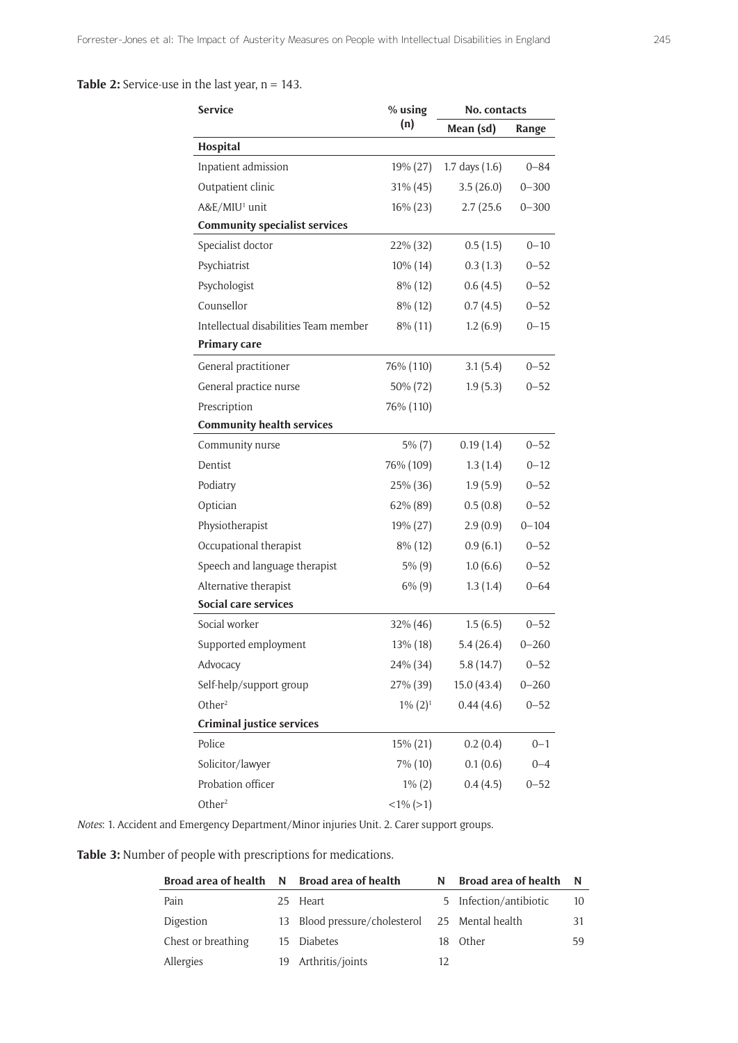**Table 2:** Service-use in the last year, n = 143.

| Service | % using (n) | No. contacts | |
|---|---|---|---|
| | | Mean (sd) | Range |
| **Hospital** | | | |
| Inpatient admission | 19% (27) | 1.7 days (1.6) | 0–84 |
| Outpatient clinic | 31% (45) | 3.5 (26.0) | 0–300 |
| A&E/MIU[1] unit | 16% (23) | 2.7 (25.6 | 0–300 |
| **Community specialist services** | | | |
| Specialist doctor | 22% (32) | 0.5 (1.5) | 0–10 |
| Psychiatrist | 10% (14) | 0.3 (1.3) | 0–52 |
| Psychologist | 8% (12) | 0.6 (4.5) | 0–52 |
| Counsellor | 8% (12) | 0.7 (4.5) | 0–52 |
| Intellectual disabilities Team member | 8% (11) | 1.2 (6.9) | 0–15 |
| **Primary care** | | | |
| General practitioner | 76% (110) | 3.1 (5.4) | 0–52 |
| General practice nurse | 50% (72) | 1.9 (5.3) | 0–52 |
| Prescription | 76% (110) | | |
| **Community health services** | | | |
| Community nurse | 5% (7) | 0.19 (1.4) | 0–52 |
| Dentist | 76% (109) | 1.3 (1.4) | 0–12 |
| Podiatry | 25% (36) | 1.9 (5.9) | 0–52 |
| Optician | 62% (89) | 0.5 (0.8) | 0–52 |
| Physiotherapist | 19% (27) | 2.9 (0.9) | 0–104 |
| Occupational therapist | 8% (12) | 0.9 (6.1) | 0–52 |
| Speech and language therapist | 5% (9) | 1.0 (6.6) | 0–52 |
| Alternative therapist | 6% (9) | 1.3 (1.4) | 0–64 |
| **Social care services** | | | |
| Social worker | 32% (46) | 1.5 (6.5) | 0–52 |
| Supported employment | 13% (18) | 5.4 (26.4) | 0–260 |
| Advocacy | 24% (34) | 5.8 (14.7) | 0–52 |
| Self-help/support group | 27% (39) | 15.0 (43.4) | 0–260 |
| Other[2] | 1% (2)[1] | 0.44 (4.6) | 0–52 |
| **Criminal justice services** | | | |
| Police | 15% (21) | 0.2 (0.4) | 0–1 |
| Solicitor/lawyer | 7% (10) | 0.1 (0.6) | 0–4 |
| Probation officer | 1% (2) | 0.4 (4.5) | 0–52 |
| Other[2] | <1% (>1) | | |

*Notes*: 1. Accident and Emergency Department/Minor injuries Unit. 2. Carer support groups.

**Table 3:** Number of people with prescriptions for medications.

| Broad area of health | N | Broad area of health | N | Broad area of health | N |
|---|---|---|---|---|---|
| Pain | 25 | Heart | 5 | Infection/antibiotic | 10 |
| Digestion | 13 | Blood pressure/cholesterol | 25 | Mental health | 31 |
| Chest or breathing | 15 | Diabetes | 18 | Other | 59 |
| Allergies | 19 | Arthritis/joints | 12 | | |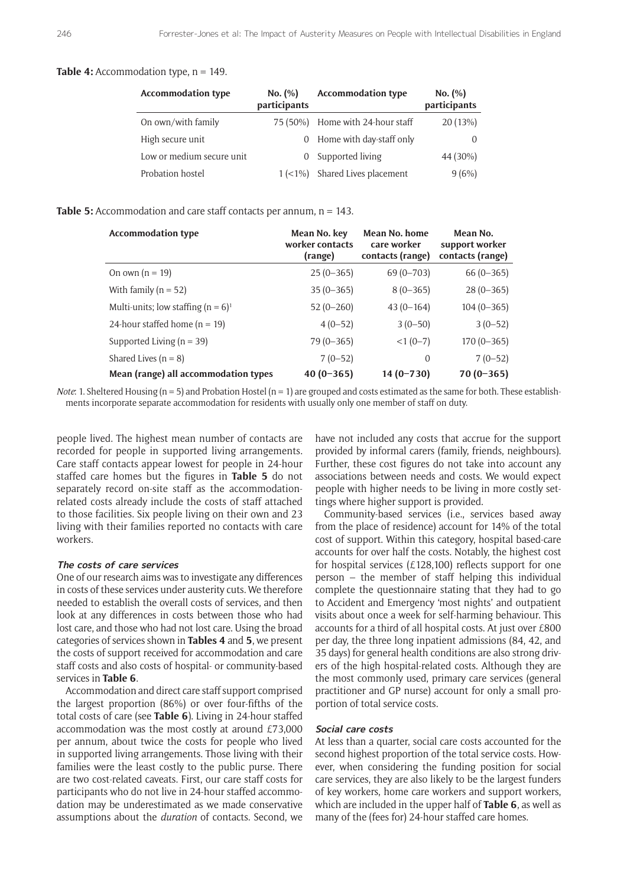**Table 4:** Accommodation type, n = 149.

| Accommodation type | No. (%) participants | Accommodation type | No. (%) participants |
|---|---|---|---|
| On own/with family | 75 (50%) | Home with 24-hour staff | 20 (13%) |
| High secure unit | 0 | Home with day-staff only | 0 |
| Low or medium secure unit | 0 | Supported living | 44 (30%) |
| Probation hostel | 1 (<1%) | Shared Lives placement | 9 (6%) |

**Table 5:** Accommodation and care staff contacts per annum, n = 143.

| Accommodation type | Mean No. key worker contacts (range) | Mean No. home care worker contacts (range) | Mean No. support worker contacts (range) |
|---|---|---|---|
| On own (n = 19) | 25 (0–365) | 69 (0–703) | 66 (0–365) |
| With family (n = 52) | 35 (0–365) | 8 (0–365) | 28 (0–365) |
| Multi-units; low staffing (n = 6)[1] | 52 (0–260) | 43 (0–164) | 104 (0–365) |
| 24-hour staffed home (n = 19) | 4 (0–52) | 3 (0–50) | 3 (0–52) |
| Supported Living (n = 39) | 79 (0–365) | <1 (0–7) | 170 (0–365) |
| Shared Lives (n = 8) | 7 (0–52) | 0 | 7 (0–52) |
| **Mean (range) all accommodation types** | **40 (0–365)** | **14 (0–730)** | **70 (0–365)** |

*Note*: 1. Sheltered Housing (n = 5) and Probation Hostel (n = 1) are grouped and costs estimated as the same for both. These establishments incorporate separate accommodation for residents with usually only one member of staff on duty.

people lived. The highest mean number of contacts are recorded for people in supported living arrangements. Care staff contacts appear lowest for people in 24-hour staffed care homes but the figures in **Table 5** do not separately record on-site staff as the accommodation-related costs already include the costs of staff attached to those facilities. Six people living on their own and 23 living with their families reported no contacts with care workers.

#### *The costs of care services*

One of our research aims was to investigate any differences in costs of these services under austerity cuts. We therefore needed to establish the overall costs of services, and then look at any differences in costs between those who had lost care, and those who had not lost care. Using the broad categories of services shown in **Tables 4** and **5**, we present the costs of support received for accommodation and care staff costs and also costs of hospital- or community-based services in **Table 6**.

Accommodation and direct care staff support comprised the largest proportion (86%) or over four-fifths of the total costs of care (see **Table 6**). Living in 24-hour staffed accommodation was the most costly at around £73,000 per annum, about twice the costs for people who lived in supported living arrangements. Those living with their families were the least costly to the public purse. There are two cost-related caveats. First, our care staff costs for participants who do not live in 24-hour staffed accommodation may be underestimated as we made conservative assumptions about the *duration* of contacts. Second, we have not included any costs that accrue for the support provided by informal carers (family, friends, neighbours). Further, these cost figures do not take into account any associations between needs and costs. We would expect people with higher needs to be living in more costly settings where higher support is provided.

Community-based services (i.e., services based away from the place of residence) account for 14% of the total cost of support. Within this category, hospital based-care accounts for over half the costs. Notably, the highest cost for hospital services (£128,100) reflects support for one person – the member of staff helping this individual complete the questionnaire stating that they had to go to Accident and Emergency 'most nights' and outpatient visits about once a week for self-harming behaviour. This accounts for a third of all hospital costs. At just over £800 per day, the three long inpatient admissions (84, 42, and 35 days) for general health conditions are also strong drivers of the high hospital-related costs. Although they are the most commonly used, primary care services (general practitioner and GP nurse) account for only a small proportion of total service costs.

#### *Social care costs*

At less than a quarter, social care costs accounted for the second highest proportion of the total service costs. However, when considering the funding position for social care services, they are also likely to be the largest funders of key workers, home care workers and support workers, which are included in the upper half of **Table 6**, as well as many of the (fees for) 24-hour staffed care homes.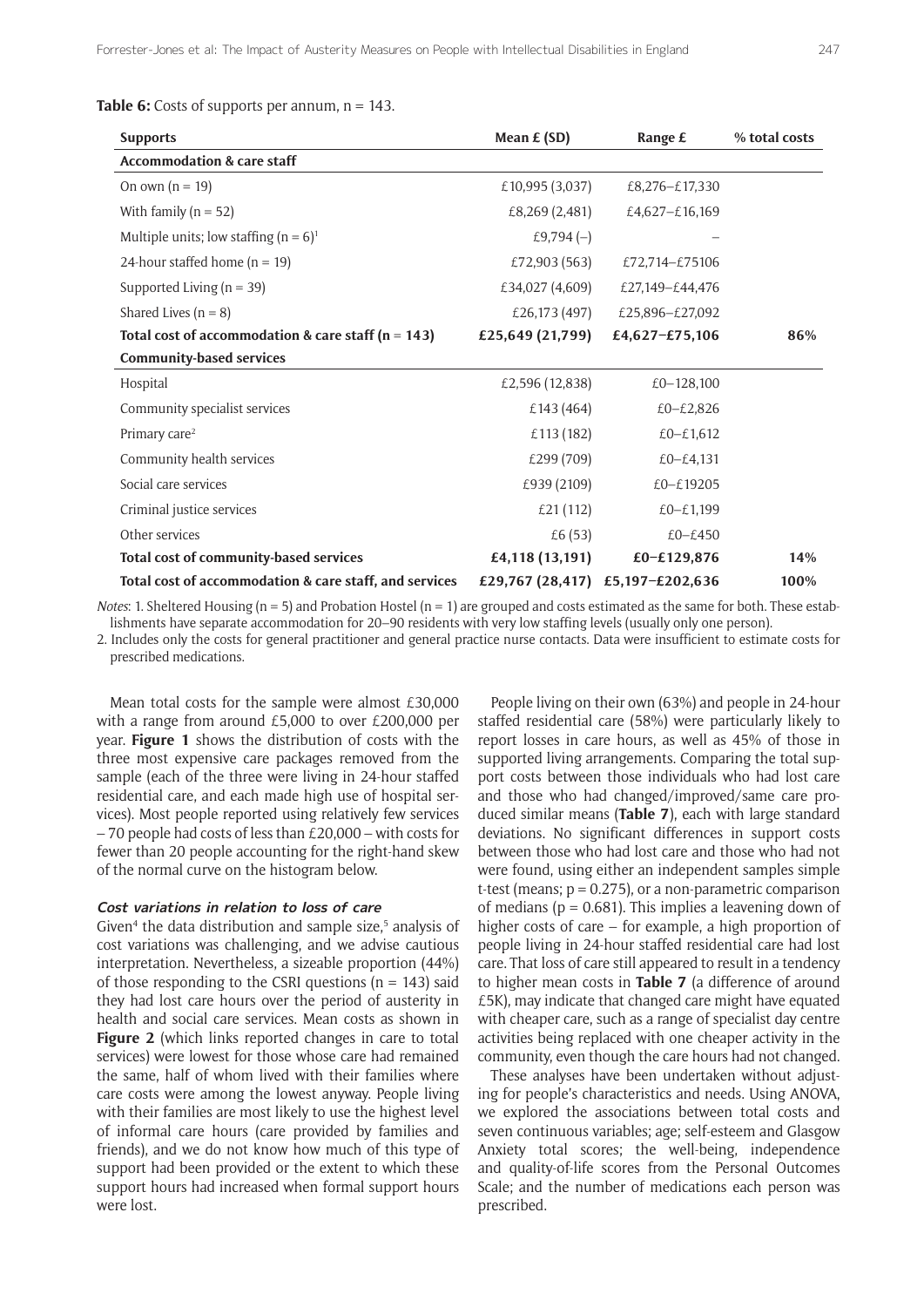**Table 6:** Costs of supports per annum, n = 143.

| Supports | Mean £ (SD) | Range £ | % total costs |
|---|---|---|---|
| **Accommodation & care staff** | | | |
| On own (n = 19) | £10,995 (3,037) | £8,276–£17,330 | |
| With family (n = 52) | £8,269 (2,481) | £4,627–£16,169 | |
| Multiple units; low staffing (n = 6)[1] | £9,794 (–) | – | |
| 24-hour staffed home (n = 19) | £72,903 (563) | £72,714–£75106 | |
| Supported Living (n = 39) | £34,027 (4,609) | £27,149–£44,476 | |
| Shared Lives (n = 8) | £26,173 (497) | £25,896–£27,092 | |
| **Total cost of accommodation & care staff (n = 143)** | **£25,649 (21,799)** | **£4,627–£75,106** | **86%** |
| **Community-based services** | | | |
| Hospital | £2,596 (12,838) | £0–128,100 | |
| Community specialist services | £143 (464) | £0–£2,826 | |
| Primary care[2] | £113 (182) | £0–£1,612 | |
| Community health services | £299 (709) | £0–£4,131 | |
| Social care services | £939 (2109) | £0–£19205 | |
| Criminal justice services | £21 (112) | £0–£1,199 | |
| Other services | £6 (53) | £0–£450 | |
| **Total cost of community-based services** | **£4,118 (13,191)** | **£0–£129,876** | **14%** |
| **Total cost of accommodation & care staff, and services** | **£29,767 (28,417)** | **£5,197–£202,636** | **100%** |

*Notes*: 1. Sheltered Housing (n = 5) and Probation Hostel (n = 1) are grouped and costs estimated as the same for both. These establishments have separate accommodation for 20–90 residents with very low staffing levels (usually only one person).

2. Includes only the costs for general practitioner and general practice nurse contacts. Data were insufficient to estimate costs for prescribed medications.

Mean total costs for the sample were almost £30,000 with a range from around £5,000 to over £200,000 per year. **Figure 1** shows the distribution of costs with the three most expensive care packages removed from the sample (each of the three were living in 24-hour staffed residential care, and each made high use of hospital services). Most people reported using relatively few services – 70 people had costs of less than £20,000 – with costs for fewer than 20 people accounting for the right-hand skew of the normal curve on the histogram below.

### Cost variations in relation to loss of care

Given[4] the data distribution and sample size,[5] analysis of cost variations was challenging, and we advise cautious interpretation. Nevertheless, a sizeable proportion (44%) of those responding to the CSRI questions (n = 143) said they had lost care hours over the period of austerity in health and social care services. Mean costs as shown in **Figure 2** (which links reported changes in care to total services) were lowest for those whose care had remained the same, half of whom lived with their families where care costs were among the lowest anyway. People living with their families are most likely to use the highest level of informal care hours (care provided by families and friends), and we do not know how much of this type of support had been provided or the extent to which these support hours had increased when formal support hours were lost.

People living on their own (63%) and people in 24-hour staffed residential care (58%) were particularly likely to report losses in care hours, as well as 45% of those in supported living arrangements. Comparing the total support costs between those individuals who had lost care and those who had changed/improved/same care produced similar means (**Table 7**), each with large standard deviations. No significant differences in support costs between those who had lost care and those who had not were found, using either an independent samples simple t-test (means; $p = 0.275$), or a non-parametric comparison of medians ($p = 0.681$). This implies a leavening down of higher costs of care – for example, a high proportion of people living in 24-hour staffed residential care had lost care. That loss of care still appeared to result in a tendency to higher mean costs in **Table 7** (a difference of around £5K), may indicate that changed care might have equated with cheaper care, such as a range of specialist day centre activities being replaced with one cheaper activity in the community, even though the care hours had not changed.

These analyses have been undertaken without adjusting for people's characteristics and needs. Using ANOVA, we explored the associations between total costs and seven continuous variables; age; self-esteem and Glasgow Anxiety total scores; the well-being, independence and quality-of-life scores from the Personal Outcomes Scale; and the number of medications each person was prescribed.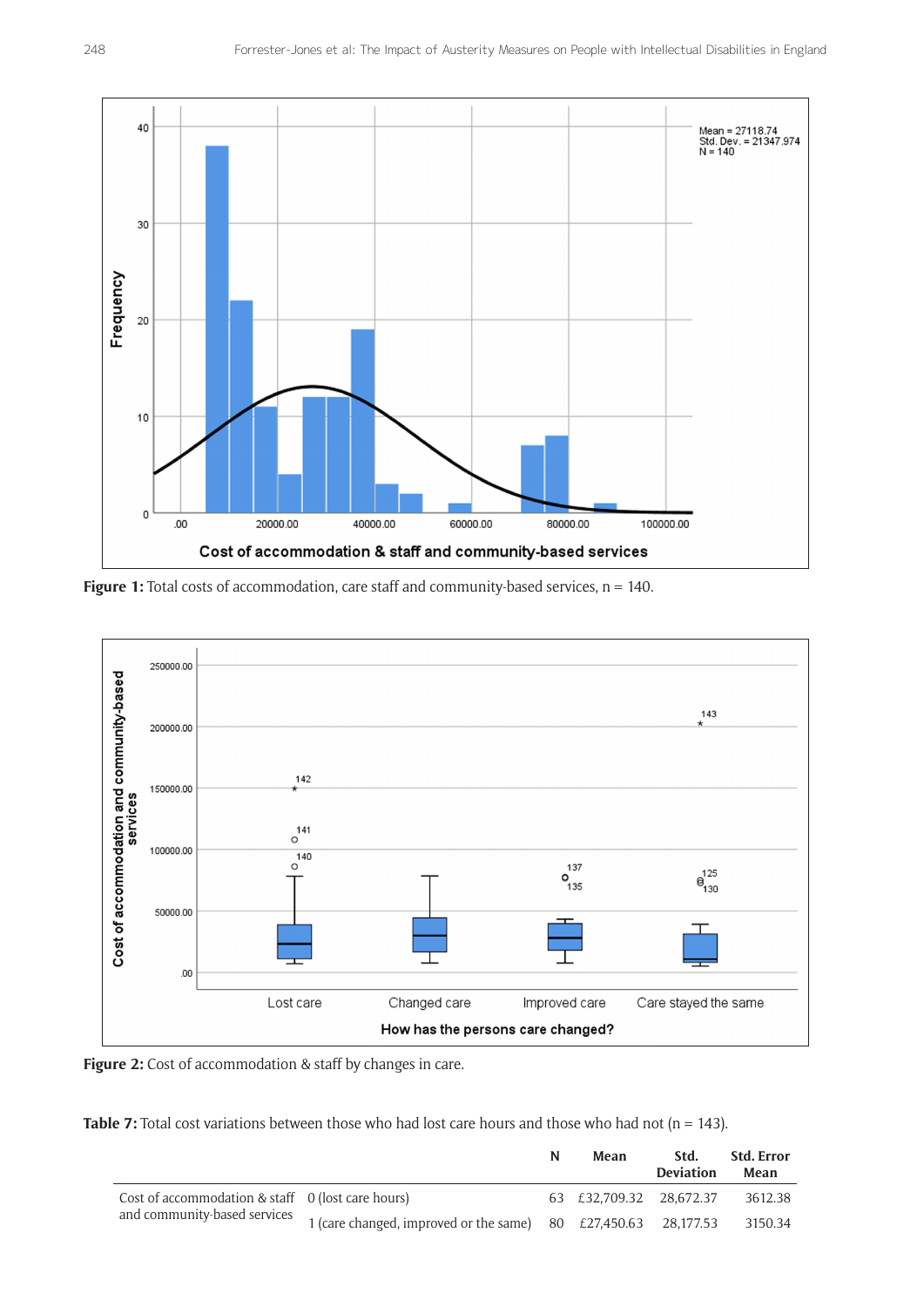**Figure 1:** Total costs of accommodation, care staff and community-based services, n = 140.

**Figure 2:** Cost of accommodation & staff by changes in care.

**Table 7:** Total cost variations between those who had lost care hours and those who had not (n = 143).

| | | N | Mean | Std. Deviation | Std. Error Mean |
|---|---|---|---|---|---|
| Cost of accommodation & staff and community-based services | 0 (lost care hours) | 63 | £32,709.32 | 28,672.37 | 3612.38 |
| | 1 (care changed, improved or the same) | 80 | £27,450.63 | 28,177.53 | 3150.34 |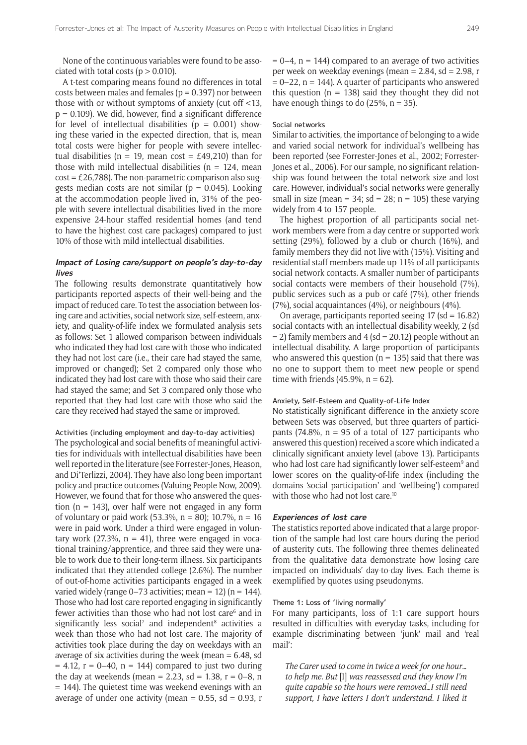None of the continuous variables were found to be associated with total costs ($p > 0.010$).

A t-test comparing means found no differences in total costs between males and females ($p = 0.397$) nor between those with or without symptoms of anxiety (cut off <13, $p = 0.109$). We did, however, find a significant difference for level of intellectual disabilities ($p = 0.001$) showing these varied in the expected direction, that is, mean total costs were higher for people with severe intellectual disabilities (n = 19, mean cost = £49,210) than for those with mild intellectual disabilities (n = 124, mean cost = £26,788). The non-parametric comparison also suggests median costs are not similar ($p = 0.045$). Looking at the accommodation people lived in, 31% of the people with severe intellectual disabilities lived in the more expensive 24-hour staffed residential homes (and tend to have the highest cost care packages) compared to just 10% of those with mild intellectual disabilities.

### *Impact of Losing care/support on people's day-to-day lives*

The following results demonstrate quantitatively how participants reported aspects of their well-being and the impact of reduced care. To test the association between losing care and activities, social network size, self-esteem, anxiety, and quality-of-life index we formulated analysis sets as follows: Set 1 allowed comparison between individuals who indicated they had lost care with those who indicated they had not lost care (i.e., their care had stayed the same, improved or changed); Set 2 compared only those who indicated they had lost care with those who said their care had stayed the same; and Set 3 compared only those who reported that they had lost care with those who said the care they received had stayed the same or improved.

#### Activities (including employment and day-to-day activities)

The psychological and social benefits of meaningful activities for individuals with intellectual disabilities have been well reported in the literature (see Forrester-Jones, Heason, and Di'Terlizzi, 2004). They have also long been important policy and practice outcomes (Valuing People Now, 2009). However, we found that for those who answered the question (n = 143), over half were not engaged in any form of voluntary or paid work (53.3%, n = 80); 10.7%, n = 16 were in paid work. Under a third were engaged in voluntary work (27.3%, n = 41), three were engaged in vocational training/apprentice, and three said they were unable to work due to their long-term illness. Six participants indicated that they attended college (2.6%). The number of out-of-home activities participants engaged in a week varied widely (range 0–73 activities; mean = 12) (n = 144). Those who had lost care reported engaging in significantly fewer activities than those who had not lost care[6] and in significantly less social[7] and independent[8] activities a week than those who had not lost care. The majority of activities took place during the day on weekdays with an average of six activities during the week (mean = 6.48, sd = 4.12, r = 0–40, n = 144) compared to just two during the day at weekends (mean = 2.23, sd = 1.38, r = 0–8, n = 144). The quietest time was weekend evenings with an average of under one activity (mean = 0.55, sd = 0.93, r = 0–4, n = 144) compared to an average of two activities per week on weekday evenings (mean = 2.84, sd = 2.98, r = 0–22, n = 144). A quarter of participants who answered this question (n = 138) said they thought they did not have enough things to do (25%, n = 35).

#### Social networks

Similar to activities, the importance of belonging to a wide and varied social network for individual's wellbeing has been reported (see Forrester-Jones et al., 2002; Forrester-Jones et al., 2006). For our sample, no significant relationship was found between the total network size and lost care. However, individual's social networks were generally small in size (mean = 34; sd = 28; n = 105) these varying widely from 4 to 157 people.

The highest proportion of all participants social network members were from a day centre or supported work setting (29%), followed by a club or church (16%), and family members they did not live with (15%). Visiting and residential staff members made up 11% of all participants social network contacts. A smaller number of participants social contacts were members of their household (7%), public services such as a pub or café (7%), other friends (7%), social acquaintances (4%), or neighbours (4%).

On average, participants reported seeing 17 (sd = 16.82) social contacts with an intellectual disability weekly, 2 (sd = 2) family members and 4 (sd = 20.12) people without an intellectual disability. A large proportion of participants who answered this question (n = 135) said that there was no one to support them to meet new people or spend time with friends (45.9%, n = 62).

#### Anxiety, Self-Esteem and Quality-of-Life Index

No statistically significant difference in the anxiety score between Sets was observed, but three quarters of participants (74.8%, n = 95 of a total of 127 participants who answered this question) received a score which indicated a clinically significant anxiety level (above 13). Participants who had lost care had significantly lower self-esteem[9] and lower scores on the quality-of-life index (including the domains 'social participation' and 'wellbeing') compared with those who had not lost care.[10]

### *Experiences of lost care*

The statistics reported above indicated that a large proportion of the sample had lost care hours during the period of austerity cuts. The following three themes delineated from the qualitative data demonstrate how losing care impacted on individuals' day-to-day lives. Each theme is exemplified by quotes using pseudonyms.

#### Theme 1: Loss of 'living normally'

For many participants, loss of 1:1 care support hours resulted in difficulties with everyday tasks, including for example discriminating between 'junk' mail and 'real mail':

> *The Carer used to come in twice a week for one hour… to help me. But* [I] *was reassessed and they know I'm quite capable so the hours were removed…I still need support, I have letters I don't understand. I liked it*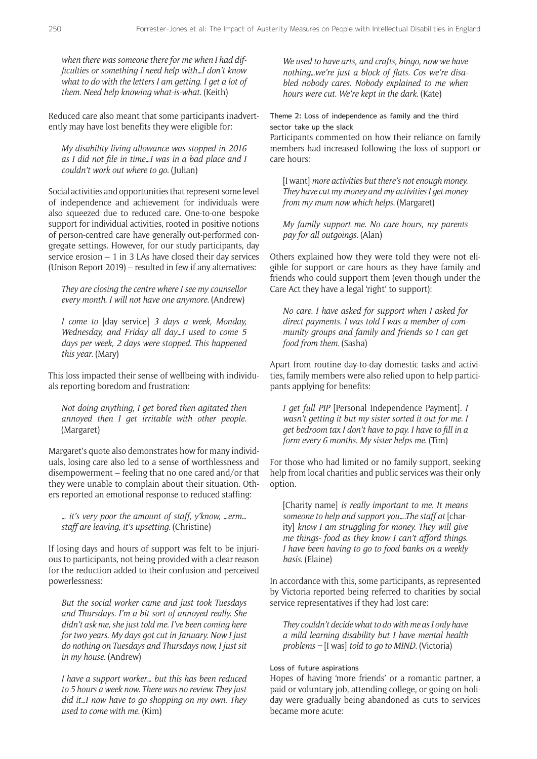*when there was someone there for me when I had difficulties or something I need help with…I don't know what to do with the letters I am getting. I get a lot of them. Need help knowing what-is-what.* (Keith)

Reduced care also meant that some participants inadvertently may have lost benefits they were eligible for:

> *My disability living allowance was stopped in 2016 as I did not file in time…I was in a bad place and I couldn't work out where to go.* (Julian)

Social activities and opportunities that represent some level of independence and achievement for individuals were also squeezed due to reduced care. One-to-one bespoke support for individual activities, rooted in positive notions of person-centred care have generally out-performed congregate settings. However, for our study participants, day service erosion – 1 in 3 LAs have closed their day services (Unison Report 2019) – resulted in few if any alternatives:

> *They are closing the centre where I see my counsellor every month. I will not have one anymore.* (Andrew)

> *I come to* [day service] *3 days a week, Monday, Wednesday, and Friday all day…I used to come 5 days per week, 2 days were stopped. This happened this year.* (Mary)

This loss impacted their sense of wellbeing with individuals reporting boredom and frustration:

> *Not doing anything, I get bored then agitated then annoyed then I get irritable with other people.* (Margaret)

Margaret's quote also demonstrates how for many individuals, losing care also led to a sense of worthlessness and disempowerment – feeling that no one cared and/or that they were unable to complain about their situation. Others reported an emotional response to reduced staffing:

> *… it's very poor the amount of staff, y'know, …erm… staff are leaving, it's upsetting.* (Christine)

If losing days and hours of support was felt to be injurious to participants, not being provided with a clear reason for the reduction added to their confusion and perceived powerlessness:

> *But the social worker came and just took Tuesdays and Thursdays. I'm a bit sort of annoyed really. She didn't ask me, she just told me. I've been coming here for two years. My days got cut in January. Now I just do nothing on Tuesdays and Thursdays now, I just sit in my house.* (Andrew)

> *I have a support worker… but this has been reduced to 5 hours a week now. There was no review. They just did it…I now have to go shopping on my own. They used to come with me.* (Kim)

> *We used to have arts, and crafts, bingo, now we have nothing…we're just a block of flats. Cos we're disabled nobody cares. Nobody explained to me when hours were cut. We're kept in the dark.* (Kate)

#### Theme 2: Loss of independence as family and the third sector take up the slack

Participants commented on how their reliance on family members had increased following the loss of support or care hours:

> [I want] *more activities but there's not enough money. They have cut my money and my activities I get money from my mum now which helps.* (Margaret)

> *My family support me. No care hours, my parents pay for all outgoings.* (Alan)

Others explained how they were told they were not eligible for support or care hours as they have family and friends who could support them (even though under the Care Act they have a legal 'right' to support):

> *No care. I have asked for support when I asked for direct payments. I was told I was a member of community groups and family and friends so I can get food from them.* (Sasha)

Apart from routine day-to-day domestic tasks and activities, family members were also relied upon to help participants applying for benefits:

> *I get full PIP* [Personal Independence Payment]*. I wasn't getting it but my sister sorted it out for me. I get bedroom tax I don't have to pay. I have to fill in a form every 6 months. My sister helps me.* (Tim)

For those who had limited or no family support, seeking help from local charities and public services was their only option.

> [Charity name] *is really important to me. It means someone to help and support you….The staff at* [charity] *know I am struggling for money. They will give me things- food as they know I can't afford things. I have been having to go to food banks on a weekly basis.* (Elaine)

In accordance with this, some participants, as represented by Victoria reported being referred to charities by social service representatives if they had lost care:

> *They couldn't decide what to do with me as I only have a mild learning disability but I have mental health problems* – [I was] *told to go to MIND.* (Victoria)

#### Loss of future aspirations

Hopes of having 'more friends' or a romantic partner, a paid or voluntary job, attending college, or going on holiday were gradually being abandoned as cuts to services became more acute: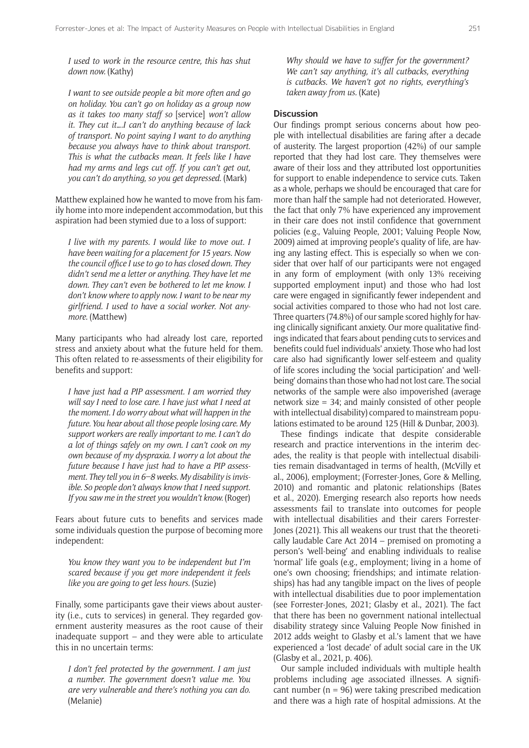*I used to work in the resource centre, this has shut down now.* (Kathy)

*I want to see outside people a bit more often and go on holiday. You can't go on holiday as a group now as it takes too many staff so* [service] *won't allow it. They cut it….I can't do anything because of lack of transport. No point saying I want to do anything because you always have to think about transport. This is what the cutbacks mean. It feels like I have had my arms and legs cut off. If you can't get out, you can't do anything, so you get depressed.* (Mark)

Matthew explained how he wanted to move from his family home into more independent accommodation, but this aspiration had been stymied due to a loss of support:

*I live with my parents. I would like to move out. I have been waiting for a placement for 15 years. Now the council office I use to go to has closed down. They didn't send me a letter or anything. They have let me down. They can't even be bothered to let me know. I don't know where to apply now. I want to be near my girlfriend. I used to have a social worker. Not anymore.* (Matthew)

Many participants who had already lost care, reported stress and anxiety about what the future held for them. This often related to re-assessments of their eligibility for benefits and support:

*I have just had a PIP assessment. I am worried they will say I need to lose care. I have just what I need at the moment. I do worry about what will happen in the future. You hear about all those people losing care. My support workers are really important to me. I can't do a lot of things safely on my own. I can't cook on my own because of my dyspraxia. I worry a lot about the future because I have just had to have a PIP assessment. They tell you in 6–8 weeks. My disability is invisible. So people don't always know that I need support. If you saw me in the street you wouldn't know.* (Roger)

Fears about future cuts to benefits and services made some individuals question the purpose of becoming more independent:

*You know they want you to be independent but I'm scared because if you get more independent it feels like you are going to get less hours.* (Suzie)

Finally, some participants gave their views about austerity (i.e., cuts to services) in general. They regarded government austerity measures as the root cause of their inadequate support – and they were able to articulate this in no uncertain terms:

*I don't feel protected by the government. I am just a number. The government doesn't value me. You are very vulnerable and there's nothing you can do.* (Melanie)

*Why should we have to suffer for the government? We can't say anything, it's all cutbacks, everything is cutbacks. We haven't got no rights, everything's taken away from us.* (Kate)

## Discussion

Our findings prompt serious concerns about how people with intellectual disabilities are faring after a decade of austerity. The largest proportion (42%) of our sample reported that they had lost care. They themselves were aware of their loss and they attributed lost opportunities for support to enable independence to service cuts. Taken as a whole, perhaps we should be encouraged that care for more than half the sample had not deteriorated. However, the fact that only 7% have experienced any improvement in their care does not instil confidence that government policies (e.g., Valuing People, 2001; Valuing People Now, 2009) aimed at improving people's quality of life, are having any lasting effect. This is especially so when we consider that over half of our participants were not engaged in any form of employment (with only 13% receiving supported employment input) and those who had lost care were engaged in significantly fewer independent and social activities compared to those who had not lost care. Three quarters (74.8%) of our sample scored highly for having clinically significant anxiety. Our more qualitative findings indicated that fears about pending cuts to services and benefits could fuel individuals' anxiety. Those who had lost care also had significantly lower self-esteem and quality of life scores including the 'social participation' and 'well-being' domains than those who had not lost care. The social networks of the sample were also impoverished (average network size = 34; and mainly consisted of other people with intellectual disability) compared to mainstream populations estimated to be around 125 (Hill & Dunbar, 2003).

These findings indicate that despite considerable research and practice interventions in the interim decades, the reality is that people with intellectual disabilities remain disadvantaged in terms of health, (McVilly et al., 2006), employment; (Forrester-Jones, Gore & Melling, 2010) and romantic and platonic relationships (Bates et al., 2020). Emerging research also reports how needs assessments fail to translate into outcomes for people with intellectual disabilities and their carers Forrester-Jones (2021). This all weakens our trust that the theoretically laudable Care Act 2014 – premised on promoting a person's 'well-being' and enabling individuals to realise 'normal' life goals (e.g., employment; living in a home of one's own choosing; friendships; and intimate relationships) has had any tangible impact on the lives of people with intellectual disabilities due to poor implementation (see Forrester-Jones, 2021; Glasby et al., 2021). The fact that there has been no government national intellectual disability strategy since Valuing People Now finished in 2012 adds weight to Glasby et al.'s lament that we have experienced a 'lost decade' of adult social care in the UK (Glasby et al., 2021, p. 406).

Our sample included individuals with multiple health problems including age associated illnesses. A significant number (n = 96) were taking prescribed medication and there was a high rate of hospital admissions. At the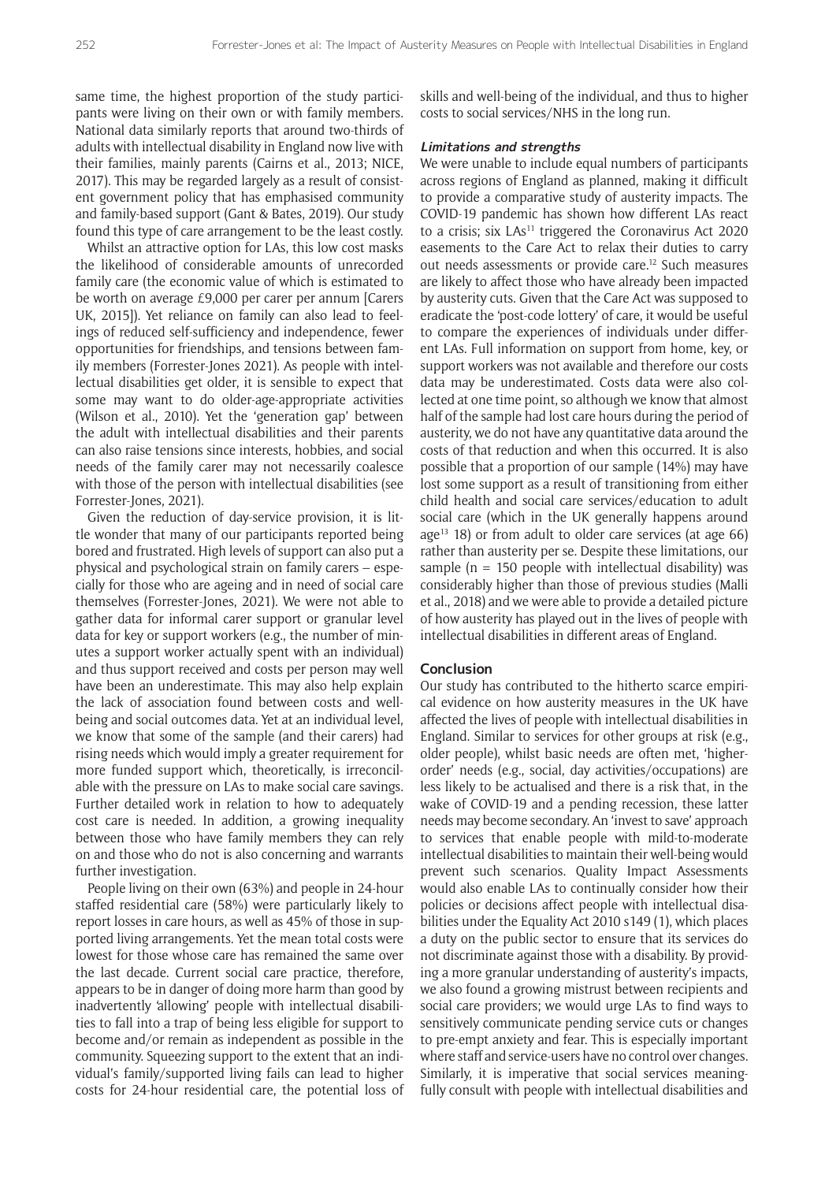same time, the highest proportion of the study participants were living on their own or with family members. National data similarly reports that around two-thirds of adults with intellectual disability in England now live with their families, mainly parents (Cairns et al., 2013; NICE, 2017). This may be regarded largely as a result of consistent government policy that has emphasised community and family-based support (Gant & Bates, 2019). Our study found this type of care arrangement to be the least costly.

Whilst an attractive option for LAs, this low cost masks the likelihood of considerable amounts of unrecorded family care (the economic value of which is estimated to be worth on average £9,000 per carer per annum [Carers UK, 2015]). Yet reliance on family can also lead to feelings of reduced self-sufficiency and independence, fewer opportunities for friendships, and tensions between family members (Forrester-Jones 2021). As people with intellectual disabilities get older, it is sensible to expect that some may want to do older-age-appropriate activities (Wilson et al., 2010). Yet the 'generation gap' between the adult with intellectual disabilities and their parents can also raise tensions since interests, hobbies, and social needs of the family carer may not necessarily coalesce with those of the person with intellectual disabilities (see Forrester-Jones, 2021).

Given the reduction of day-service provision, it is little wonder that many of our participants reported being bored and frustrated. High levels of support can also put a physical and psychological strain on family carers – especially for those who are ageing and in need of social care themselves (Forrester-Jones, 2021). We were not able to gather data for informal carer support or granular level data for key or support workers (e.g., the number of minutes a support worker actually spent with an individual) and thus support received and costs per person may well have been an underestimate. This may also help explain the lack of association found between costs and well-being and social outcomes data. Yet at an individual level, we know that some of the sample (and their carers) had rising needs which would imply a greater requirement for more funded support which, theoretically, is irreconcilable with the pressure on LAs to make social care savings. Further detailed work in relation to how to adequately cost care is needed. In addition, a growing inequality between those who have family members they can rely on and those who do not is also concerning and warrants further investigation.

People living on their own (63%) and people in 24-hour staffed residential care (58%) were particularly likely to report losses in care hours, as well as 45% of those in supported living arrangements. Yet the mean total costs were lowest for those whose care has remained the same over the last decade. Current social care practice, therefore, appears to be in danger of doing more harm than good by inadvertently 'allowing' people with intellectual disabilities to fall into a trap of being less eligible for support to become and/or remain as independent as possible in the community. Squeezing support to the extent that an individual's family/supported living fails can lead to higher costs for 24-hour residential care, the potential loss of skills and well-being of the individual, and thus to higher costs to social services/NHS in the long run.

### *Limitations and strengths*

We were unable to include equal numbers of participants across regions of England as planned, making it difficult to provide a comparative study of austerity impacts. The COVID-19 pandemic has shown how different LAs react to a crisis; six LAs[11] triggered the Coronavirus Act 2020 easements to the Care Act to relax their duties to carry out needs assessments or provide care.[12] Such measures are likely to affect those who have already been impacted by austerity cuts. Given that the Care Act was supposed to eradicate the 'post-code lottery' of care, it would be useful to compare the experiences of individuals under different LAs. Full information on support from home, key, or support workers was not available and therefore our costs data may be underestimated. Costs data were also collected at one time point, so although we know that almost half of the sample had lost care hours during the period of austerity, we do not have any quantitative data around the costs of that reduction and when this occurred. It is also possible that a proportion of our sample (14%) may have lost some support as a result of transitioning from either child health and social care services/education to adult social care (which in the UK generally happens around age[13] 18) or from adult to older care services (at age 66) rather than austerity per se. Despite these limitations, our sample (n = 150 people with intellectual disability) was considerably higher than those of previous studies (Malli et al., 2018) and we were able to provide a detailed picture of how austerity has played out in the lives of people with intellectual disabilities in different areas of England.

## Conclusion

Our study has contributed to the hitherto scarce empirical evidence on how austerity measures in the UK have affected the lives of people with intellectual disabilities in England. Similar to services for other groups at risk (e.g., older people), whilst basic needs are often met, 'higher-order' needs (e.g., social, day activities/occupations) are less likely to be actualised and there is a risk that, in the wake of COVID-19 and a pending recession, these latter needs may become secondary. An 'invest to save' approach to services that enable people with mild-to-moderate intellectual disabilities to maintain their well-being would prevent such scenarios. Quality Impact Assessments would also enable LAs to continually consider how their policies or decisions affect people with intellectual disabilities under the Equality Act 2010 s149 (1), which places a duty on the public sector to ensure that its services do not discriminate against those with a disability. By providing a more granular understanding of austerity's impacts, we also found a growing mistrust between recipients and social care providers; we would urge LAs to find ways to sensitively communicate pending service cuts or changes to pre-empt anxiety and fear. This is especially important where staff and service-users have no control over changes. Similarly, it is imperative that social services meaningfully consult with people with intellectual disabilities and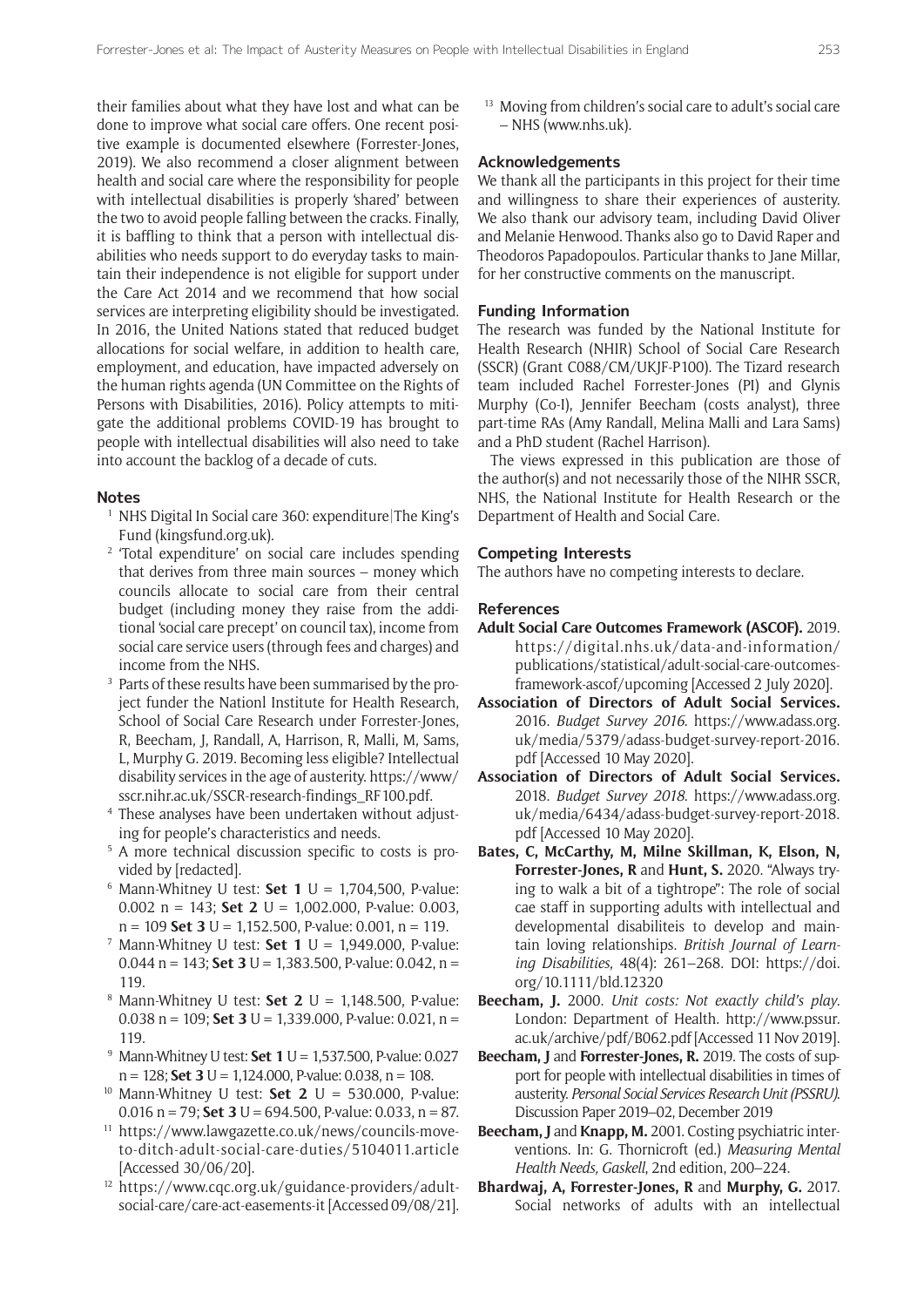their families about what they have lost and what can be done to improve what social care offers. One recent positive example is documented elsewhere (Forrester-Jones, 2019). We also recommend a closer alignment between health and social care where the responsibility for people with intellectual disabilities is properly 'shared' between the two to avoid people falling between the cracks. Finally, it is baffling to think that a person with intellectual disabilities who needs support to do everyday tasks to maintain their independence is not eligible for support under the Care Act 2014 and we recommend that how social services are interpreting eligibility should be investigated. In 2016, the United Nations stated that reduced budget allocations for social welfare, in addition to health care, employment, and education, have impacted adversely on the human rights agenda (UN Committee on the Rights of Persons with Disabilities, 2016). Policy attempts to mitigate the additional problems COVID-19 has brought to people with intellectual disabilities will also need to take into account the backlog of a decade of cuts.

## Notes

1. NHS Digital In Social care 360: expenditure|The King's Fund (kingsfund.org.uk).
2. 'Total expenditure' on social care includes spending that derives from three main sources – money which councils allocate to social care from their central budget (including money they raise from the additional 'social care precept' on council tax), income from social care service users (through fees and charges) and income from the NHS.
3. Parts of these results have been summarised by the project funder the Nationl Institute for Health Research, School of Social Care Research under Forrester-Jones, R, Beecham, J, Randall, A, Harrison, R, Malli, M, Sams, L, Murphy G. 2019. Becoming less eligible? Intellectual disability services in the age of austerity. https://www/sscr.nihr.ac.uk/SSCR-research-findings_RF100.pdf.
4. These analyses have been undertaken without adjusting for people's characteristics and needs.
5. A more technical discussion specific to costs is provided by [redacted].
6. Mann-Whitney U test: **Set 1** U = 1,704,500, P-value: 0.002 n = 143; **Set 2** U = 1,002.000, P-value: 0.003, n = 109 **Set 3** U = 1,152.500, P-value: 0.001, n = 119.
7. Mann-Whitney U test: **Set 1** U = 1,949.000, P-value: 0.044 n = 143; **Set 3** U = 1,383.500, P-value: 0.042, n = 119.
8. Mann-Whitney U test: **Set 2** U = 1,148.500, P-value: 0.038 n = 109; **Set 3** U = 1,339.000, P-value: 0.021, n = 119.
9. Mann-Whitney U test: **Set 1** U = 1,537.500, P-value: 0.027 n = 128; **Set 3** U = 1,124.000, P-value: 0.038, n = 108.
10. Mann-Whitney U test: **Set 2** U = 530.000, P-value: 0.016 n = 79; **Set 3** U = 694.500, P-value: 0.033, n = 87.
11. https://www.lawgazette.co.uk/news/councils-move-to-ditch-adult-social-care-duties/5104011.article [Accessed 30/06/20].
12. https://www.cqc.org.uk/guidance-providers/adult-social-care/care-act-easements-it [Accessed 09/08/21].
13. Moving from children's social care to adult's social care – NHS (www.nhs.uk).

## Acknowledgements

We thank all the participants in this project for their time and willingness to share their experiences of austerity. We also thank our advisory team, including David Oliver and Melanie Henwood. Thanks also go to David Raper and Theodoros Papadopoulos. Particular thanks to Jane Millar, for her constructive comments on the manuscript.

## Funding Information

The research was funded by the National Institute for Health Research (NHIR) School of Social Care Research (SSCR) (Grant C088/CM/UKJF-P100). The Tizard research team included Rachel Forrester-Jones (PI) and Glynis Murphy (Co-I), Jennifer Beecham (costs analyst), three part-time RAs (Amy Randall, Melina Malli and Lara Sams) and a PhD student (Rachel Harrison).

The views expressed in this publication are those of the author(s) and not necessarily those of the NIHR SSCR, NHS, the National Institute for Health Research or the Department of Health and Social Care.

## Competing Interests

The authors have no competing interests to declare.

## References

**Adult Social Care Outcomes Framework (ASCOF).** 2019. https://digital.nhs.uk/data-and-information/publications/statistical/adult-social-care-outcomes-framework-ascof/upcoming [Accessed 2 July 2020].

**Association of Directors of Adult Social Services.** 2016. *Budget Survey 2016*. https://www.adass.org.uk/media/5379/adass-budget-survey-report-2016.pdf [Accessed 10 May 2020].

**Association of Directors of Adult Social Services.** 2018. *Budget Survey 2018*. https://www.adass.org.uk/media/6434/adass-budget-survey-report-2018.pdf [Accessed 10 May 2020].

**Bates, C, McCarthy, M, Milne Skillman, K, Elson, N, Forrester-Jones, R** and **Hunt, S.** 2020. "Always trying to walk a bit of a tightrope": The role of social cae staff in supporting adults with intellectual and developmental disabiliteis to develop and maintain loving relationships. *British Journal of Learning Disabilities*, 48(4): 261–268. DOI: https://doi.org/10.1111/bld.12320

**Beecham, J.** 2000. *Unit costs: Not exactly child's play*. London: Department of Health. http://www.pssur.ac.uk/archive/pdf/B062.pdf [Accessed 11 Nov 2019].

**Beecham, J** and **Forrester-Jones, R.** 2019. The costs of support for people with intellectual disabilities in times of austerity. *Personal Social Services Research Unit (PSSRU)*. Discussion Paper 2019–02, December 2019

**Beecham, J** and **Knapp, M.** 2001. Costing psychiatric interventions. In: G. Thornicroft (ed.) *Measuring Mental Health Needs, Gaskell*, 2nd edition, 200–224.

**Bhardwaj, A, Forrester-Jones, R** and **Murphy, G.** 2017. Social networks of adults with an intellectual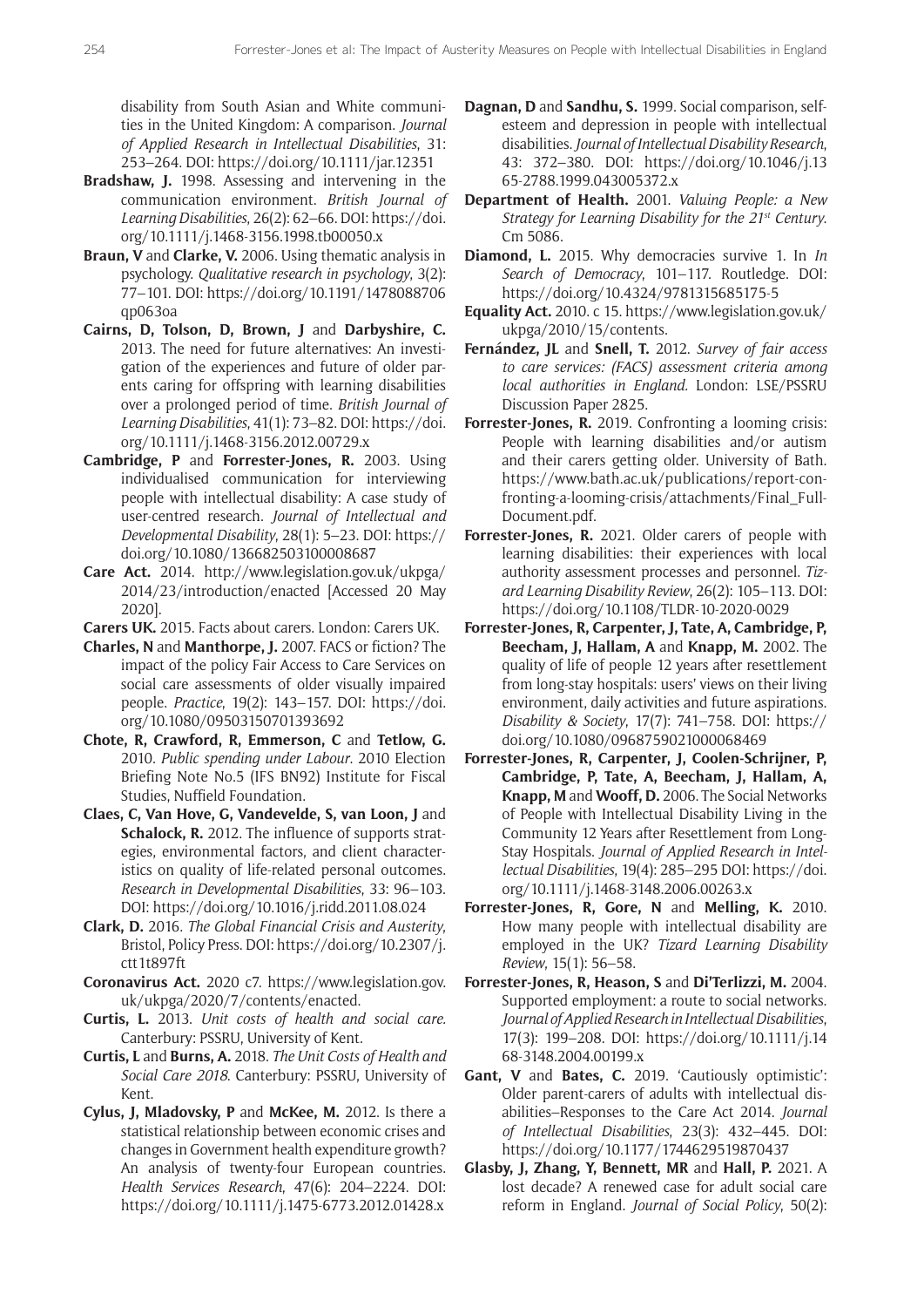disability from South Asian and White communities in the United Kingdom: A comparison. *Journal of Applied Research in Intellectual Disabilities*, 31: 253–264. DOI: https://doi.org/10.1111/jar.12351

**Bradshaw, J.** 1998. Assessing and intervening in the communication environment. *British Journal of Learning Disabilities*, 26(2): 62–66. DOI: https://doi.org/10.1111/j.1468-3156.1998.tb00050.x

**Braun, V** and **Clarke, V.** 2006. Using thematic analysis in psychology. *Qualitative research in psychology*, 3(2): 77–101. DOI: https://doi.org/10.1191/1478088706qp063oa

**Cairns, D, Tolson, D, Brown, J** and **Darbyshire, C.** 2013. The need for future alternatives: An investigation of the experiences and future of older parents caring for offspring with learning disabilities over a prolonged period of time. *British Journal of Learning Disabilities*, 41(1): 73–82. DOI: https://doi.org/10.1111/j.1468-3156.2012.00729.x

**Cambridge, P** and **Forrester-Jones, R.** 2003. Using individualised communication for interviewing people with intellectual disability: A case study of user-centred research. *Journal of Intellectual and Developmental Disability*, 28(1): 5–23. DOI: https://doi.org/10.1080/136682503100008687

**Care Act.** 2014. http://www.legislation.gov.uk/ukpga/2014/23/introduction/enacted [Accessed 20 May 2020].

**Carers UK.** 2015. Facts about carers. London: Carers UK.

**Charles, N** and **Manthorpe, J.** 2007. FACS or fiction? The impact of the policy Fair Access to Care Services on social care assessments of older visually impaired people. *Practice*, 19(2): 143–157. DOI: https://doi.org/10.1080/09503150701393692

**Chote, R, Crawford, R, Emmerson, C** and **Tetlow, G.** 2010. *Public spending under Labour*. 2010 Election Briefing Note No.5 (IFS BN92) Institute for Fiscal Studies, Nuffield Foundation.

**Claes, C, Van Hove, G, Vandevelde, S, van Loon, J** and **Schalock, R.** 2012. The influence of supports strategies, environmental factors, and client characteristics on quality of life-related personal outcomes. *Research in Developmental Disabilities*, 33: 96–103. DOI: https://doi.org/10.1016/j.ridd.2011.08.024

**Clark, D.** 2016. *The Global Financial Crisis and Austerity*, Bristol, Policy Press. DOI: https://doi.org/10.2307/j.ctt1t897ft

**Coronavirus Act.** 2020 c7. https://www.legislation.gov.uk/ukpga/2020/7/contents/enacted.

**Curtis, L.** 2013. *Unit costs of health and social care.* Canterbury: PSSRU, University of Kent.

**Curtis, L** and **Burns, A.** 2018. *The Unit Costs of Health and Social Care 2018*. Canterbury: PSSRU, University of Kent.

**Cylus, J, Mladovsky, P** and **McKee, M.** 2012. Is there a statistical relationship between economic crises and changes in Government health expenditure growth? An analysis of twenty-four European countries. *Health Services Research*, 47(6): 204–2224. DOI: https://doi.org/10.1111/j.1475-6773.2012.01428.x

**Dagnan, D** and **Sandhu, S.** 1999. Social comparison, self-esteem and depression in people with intellectual disabilities. *Journal of Intellectual Disability Research*, 43: 372–380. DOI: https://doi.org/10.1046/j.1365-2788.1999.043005372.x

**Department of Health.** 2001. *Valuing People: a New Strategy for Learning Disability for the 21st Century*. Cm 5086.

**Diamond, L.** 2015. Why democracies survive 1. In *In Search of Democracy*, 101–117. Routledge. DOI: https://doi.org/10.4324/9781315685175-5

**Equality Act.** 2010. c 15. https://www.legislation.gov.uk/ukpga/2010/15/contents.

**Fernández, JL** and **Snell, T.** 2012. *Survey of fair access to care services: (FACS) assessment criteria among local authorities in England.* London: LSE/PSSRU Discussion Paper 2825.

**Forrester-Jones, R.** 2019. Confronting a looming crisis: People with learning disabilities and/or autism and their carers getting older. University of Bath. https://www.bath.ac.uk/publications/report-confronting-a-looming-crisis/attachments/Final_Full-Document.pdf.

**Forrester-Jones, R.** 2021. Older carers of people with learning disabilities: their experiences with local authority assessment processes and personnel. *Tizard Learning Disability Review*, 26(2): 105–113. DOI: https://doi.org/10.1108/TLDR-10-2020-0029

**Forrester-Jones, R, Carpenter, J, Tate, A, Cambridge, P, Beecham, J, Hallam, A** and **Knapp, M.** 2002. The quality of life of people 12 years after resettlement from long-stay hospitals: users' views on their living environment, daily activities and future aspirations. *Disability & Society*, 17(7): 741–758. DOI: https://doi.org/10.1080/0968759021000068469

**Forrester-Jones, R, Carpenter, J, Coolen-Schrijner, P, Cambridge, P, Tate, A, Beecham, J, Hallam, A, Knapp, M** and **Wooff, D.** 2006. The Social Networks of People with Intellectual Disability Living in the Community 12 Years after Resettlement from Long-Stay Hospitals. *Journal of Applied Research in Intellectual Disabilities*, 19(4): 285–295 DOI: https://doi.org/10.1111/j.1468-3148.2006.00263.x

**Forrester-Jones, R, Gore, N** and **Melling, K.** 2010. How many people with intellectual disability are employed in the UK? *Tizard Learning Disability Review*, 15(1): 56–58.

**Forrester-Jones, R, Heason, S** and **Di'Terlizzi, M.** 2004. Supported employment: a route to social networks. *Journal of Applied Research in Intellectual Disabilities*, 17(3): 199–208. DOI: https://doi.org/10.1111/j.1468-3148.2004.00199.x

**Gant, V** and **Bates, C.** 2019. 'Cautiously optimistic': Older parent-carers of adults with intellectual disabilities–Responses to the Care Act 2014. *Journal of Intellectual Disabilities*, 23(3): 432–445. DOI: https://doi.org/10.1177/1744629519870437

**Glasby, J, Zhang, Y, Bennett, MR** and **Hall, P.** 2021. A lost decade? A renewed case for adult social care reform in England. *Journal of Social Policy*, 50(2):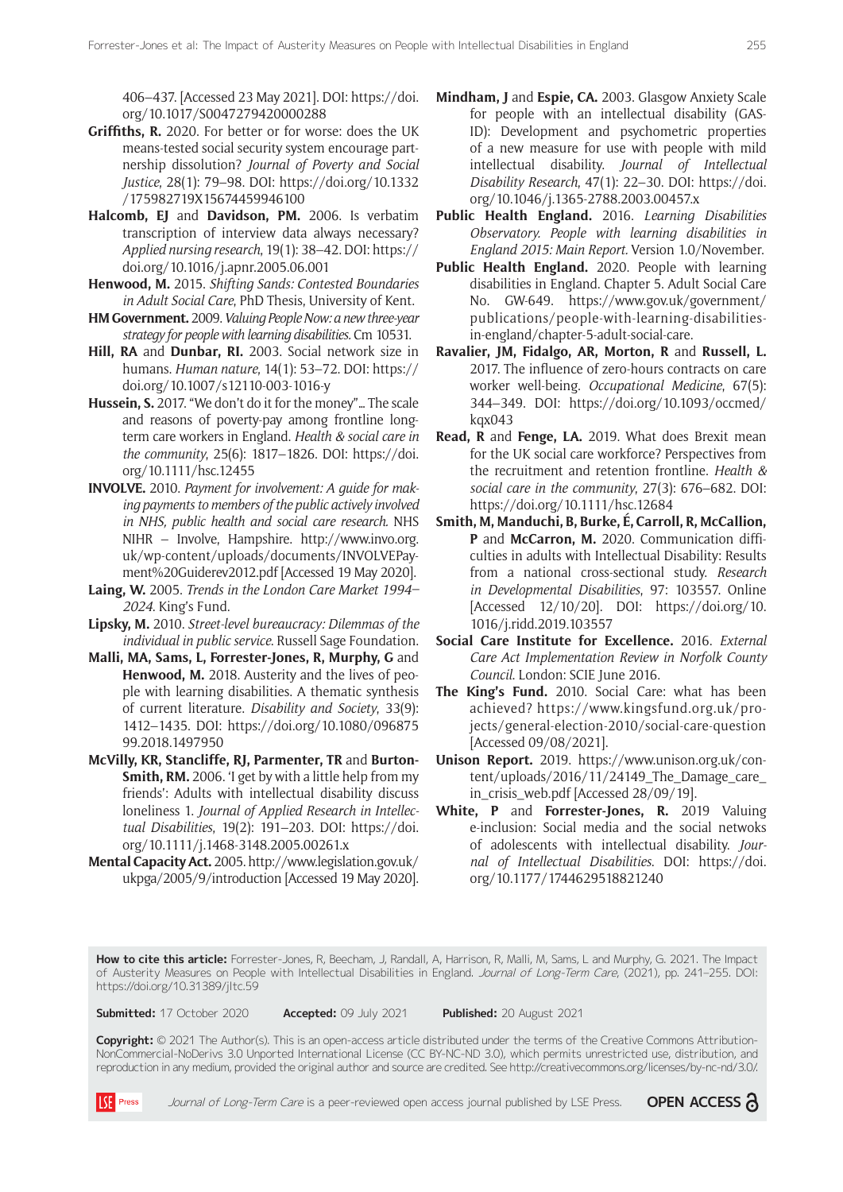406–437. [Accessed 23 May 2021]. DOI: https://doi.org/10.1017/S0047279420000288

**Griffiths, R.** 2020. For better or for worse: does the UK means-tested social security system encourage partnership dissolution? *Journal of Poverty and Social Justice*, 28(1): 79–98. DOI: https://doi.org/10.1332/175982719X15674459946100

**Halcomb, EJ** and **Davidson, PM.** 2006. Is verbatim transcription of interview data always necessary? *Applied nursing research*, 19(1): 38–42. DOI: https://doi.org/10.1016/j.apnr.2005.06.001

**Henwood, M.** 2015. *Shifting Sands: Contested Boundaries in Adult Social Care*, PhD Thesis, University of Kent.

**HM Government.** 2009. *Valuing People Now: a new three-year strategy for people with learning disabilities.* Cm 10531.

**Hill, RA** and **Dunbar, RI.** 2003. Social network size in humans. *Human nature*, 14(1): 53–72. DOI: https://doi.org/10.1007/s12110-003-1016-y

**Hussein, S.** 2017. "We don't do it for the money"... The scale and reasons of poverty-pay among frontline long-term care workers in England. *Health & social care in the community*, 25(6): 1817–1826. DOI: https://doi.org/10.1111/hsc.12455

**INVOLVE.** 2010. *Payment for involvement: A guide for making payments to members of the public actively involved in NHS, public health and social care research.* NHS NIHR – Involve, Hampshire. http://www.invo.org.uk/wp-content/uploads/documents/INVOLVEPayment%20Guiderev2012.pdf [Accessed 19 May 2020].

**Laing, W.** 2005. *Trends in the London Care Market 1994–2024.* King's Fund.

**Lipsky, M.** 2010. *Street-level bureaucracy: Dilemmas of the individual in public service.* Russell Sage Foundation.

**Malli, MA, Sams, L, Forrester-Jones, R, Murphy, G** and **Henwood, M.** 2018. Austerity and the lives of people with learning disabilities. A thematic synthesis of current literature. *Disability and Society*, 33(9): 1412–1435. DOI: https://doi.org/10.1080/09687599.2018.1497950

**McVilly, KR, Stancliffe, RJ, Parmenter, TR** and **Burton-Smith, RM.** 2006. 'I get by with a little help from my friends': Adults with intellectual disability discuss loneliness 1. *Journal of Applied Research in Intellectual Disabilities*, 19(2): 191–203. DOI: https://doi.org/10.1111/j.1468-3148.2005.00261.x

**Mental Capacity Act.** 2005. http://www.legislation.gov.uk/ukpga/2005/9/introduction [Accessed 19 May 2020].

**Mindham, J** and **Espie, CA.** 2003. Glasgow Anxiety Scale for people with an intellectual disability (GAS-ID): Development and psychometric properties of a new measure for use with people with mild intellectual disability. *Journal of Intellectual Disability Research*, 47(1): 22–30. DOI: https://doi.org/10.1046/j.1365-2788.2003.00457.x

**Public Health England.** 2016. *Learning Disabilities Observatory. People with learning disabilities in England 2015: Main Report.* Version 1.0/November.

**Public Health England.** 2020. People with learning disabilities in England. Chapter 5. Adult Social Care No. GW-649. https://www.gov.uk/government/publications/people-with-learning-disabilities-in-england/chapter-5-adult-social-care.

**Ravalier, JM, Fidalgo, AR, Morton, R** and **Russell, L.** 2017. The influence of zero-hours contracts on care worker well-being. *Occupational Medicine*, 67(5): 344–349. DOI: https://doi.org/10.1093/occmed/kqx043

**Read, R** and **Fenge, LA.** 2019. What does Brexit mean for the UK social care workforce? Perspectives from the recruitment and retention frontline. *Health & social care in the community*, 27(3): 676–682. DOI: https://doi.org/10.1111/hsc.12684

**Smith, M, Manduchi, B, Burke, É, Carroll, R, McCallion, P** and **McCarron, M.** 2020. Communication difficulties in adults with Intellectual Disability: Results from a national cross-sectional study. *Research in Developmental Disabilities*, 97: 103557. Online [Accessed 12/10/20]. DOI: https://doi.org/10.1016/j.ridd.2019.103557

**Social Care Institute for Excellence.** 2016. *External Care Act Implementation Review in Norfolk County Council.* London: SCIE June 2016.

**The King's Fund.** 2010. Social Care: what has been achieved? https://www.kingsfund.org.uk/projects/general-election-2010/social-care-question [Accessed 09/08/2021].

**Unison Report.** 2019. https://www.unison.org.uk/content/uploads/2016/11/24149_The_Damage_care_in_crisis_web.pdf [Accessed 28/09/19].

**White, P** and **Forrester-Jones, R.** 2019 Valuing e-inclusion: Social media and the social netwoks of adolescents with intellectual disability. *Journal of Intellectual Disabilities.* DOI: https://doi.org/10.1177/1744629518821240

**How to cite this article:** Forrester-Jones, R, Beecham, J, Randall, A, Harrison, R, Malli, M, Sams, L and Murphy, G. 2021. The Impact of Austerity Measures on People with Intellectual Disabilities in England. *Journal of Long-Term Care*, (2021), pp. 241–255. DOI: https://doi.org/10.31389/jltc.59

**Submitted:** 17 October 2020 **Accepted:** 09 July 2021 **Published:** 20 August 2021

**Copyright:** © 2021 The Author(s). This is an open-access article distributed under the terms of the Creative Commons Attribution-NonCommercial-NoDerivs 3.0 Unported International License (CC BY-NC-ND 3.0), which permits unrestricted use, distribution, and reproduction in any medium, provided the original author and source are credited. See http://creativecommons.org/licenses/by-nc-nd/3.0/.

LSE Press *Journal of Long-Term Care* is a peer-reviewed open access journal published by LSE Press. OPEN ACCESS